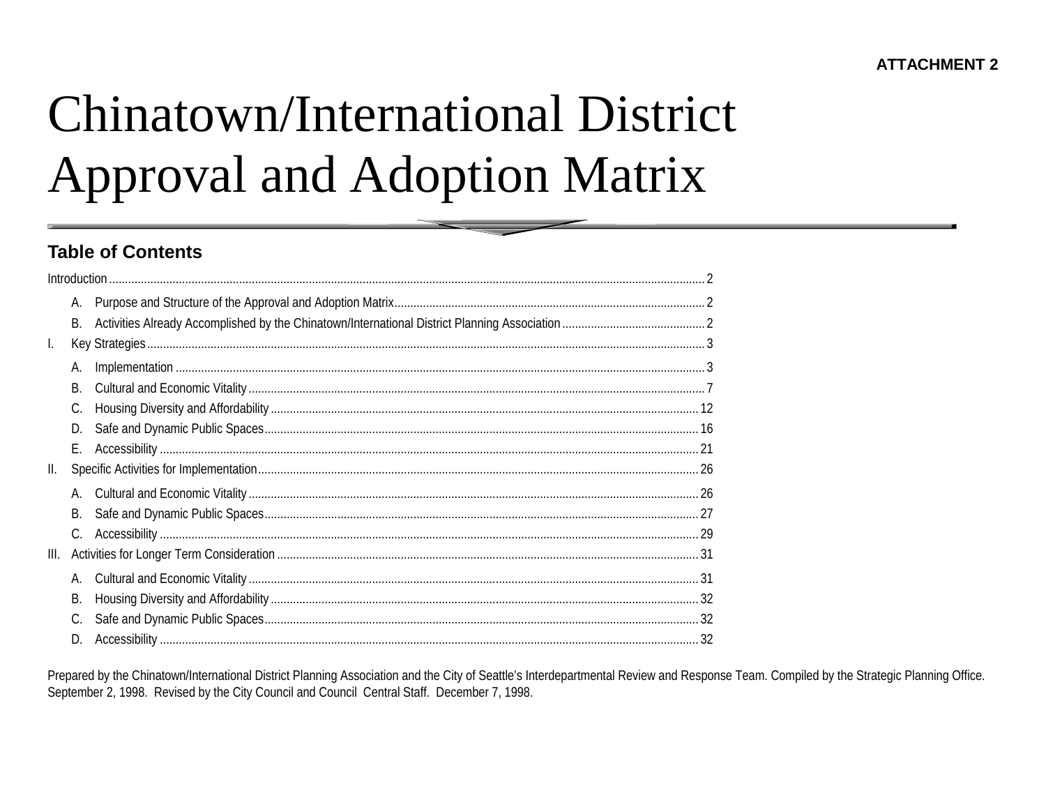ATTACHMENT 2

# Chinatown/International District Approval and Adoption Matrix

## Table of Contents

Introduction ........ 2

- A. Purpose and Structure of the Approval and Adoption Matrix ........ 2
- B. Activities Already Accomplished by the Chinatown/International District Planning Association ........ 2

I. Key Strategies ........ 3

- A. Implementation ........ 3
- B. Cultural and Economic Vitality ........ 7
- C. Housing Diversity and Affordability ........ 12
- D. Safe and Dynamic Public Spaces ........ 16
- E. Accessibility ........ 21

II. Specific Activities for Implementation ........ 26

- A. Cultural and Economic Vitality ........ 26
- B. Safe and Dynamic Public Spaces ........ 27
- C. Accessibility ........ 29

III. Activities for Longer Term Consideration ........ 31

- A. Cultural and Economic Vitality ........ 31
- B. Housing Diversity and Affordability ........ 32
- C. Safe and Dynamic Public Spaces ........ 32
- D. Accessibility ........ 32

Prepared by the Chinatown/International District Planning Association and the City of Seattle's Interdepartmental Review and Response Team. Compiled by the Strategic Planning Office. September 2, 1998. Revised by the City Council and Council Central Staff. December 7, 1998.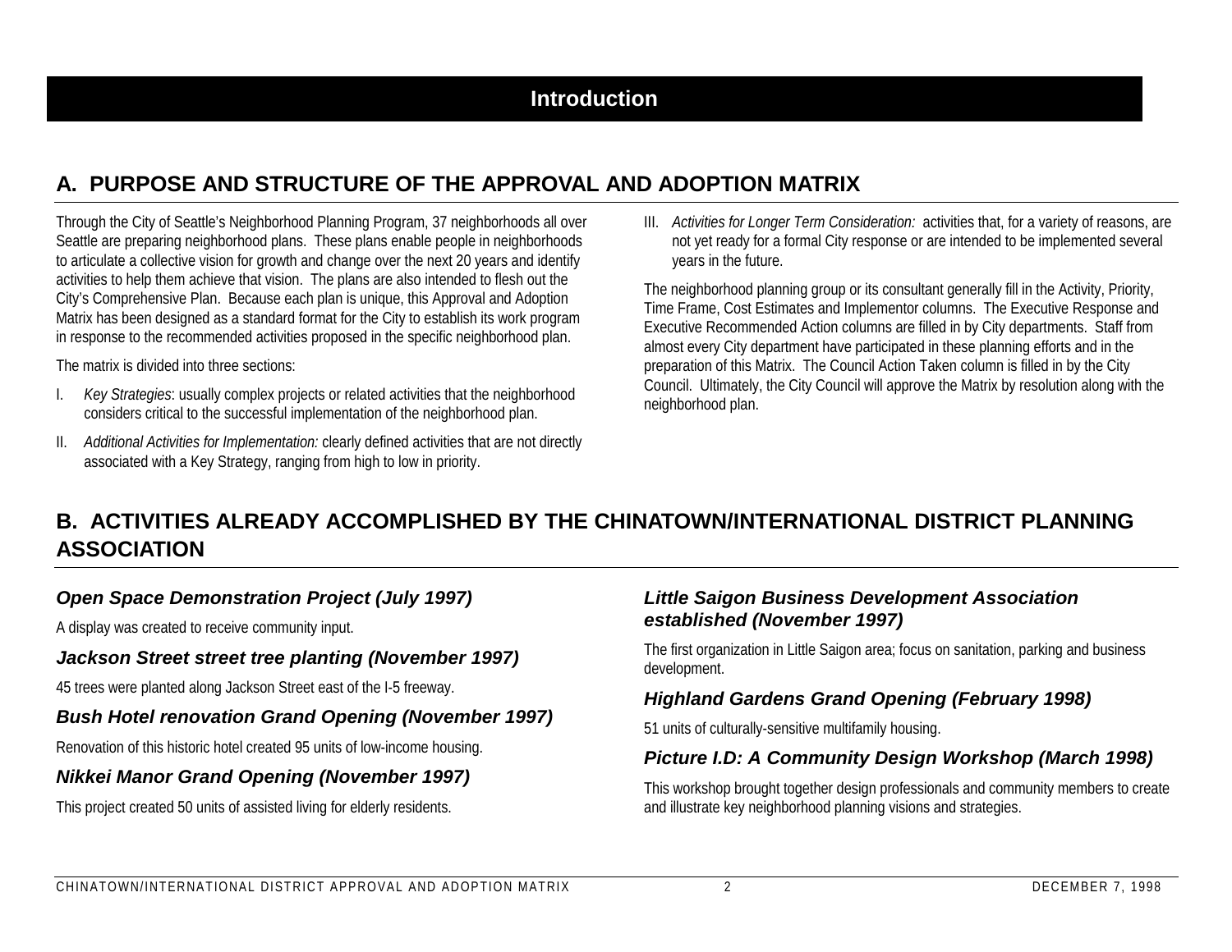# Introduction

## A. PURPOSE AND STRUCTURE OF THE APPROVAL AND ADOPTION MATRIX

Through the City of Seattle's Neighborhood Planning Program, 37 neighborhoods all over Seattle are preparing neighborhood plans. These plans enable people in neighborhoods to articulate a collective vision for growth and change over the next 20 years and identify activities to help them achieve that vision. The plans are also intended to flesh out the City's Comprehensive Plan. Because each plan is unique, this Approval and Adoption Matrix has been designed as a standard format for the City to establish its work program in response to the recommended activities proposed in the specific neighborhood plan.

The matrix is divided into three sections:

I. *Key Strategies*: usually complex projects or related activities that the neighborhood considers critical to the successful implementation of the neighborhood plan.

II. *Additional Activities for Implementation:* clearly defined activities that are not directly associated with a Key Strategy, ranging from high to low in priority.

III. *Activities for Longer Term Consideration:* activities that, for a variety of reasons, are not yet ready for a formal City response or are intended to be implemented several years in the future.

The neighborhood planning group or its consultant generally fill in the Activity, Priority, Time Frame, Cost Estimates and Implementor columns. The Executive Response and Executive Recommended Action columns are filled in by City departments. Staff from almost every City department have participated in these planning efforts and in the preparation of this Matrix. The Council Action Taken column is filled in by the City Council. Ultimately, the City Council will approve the Matrix by resolution along with the neighborhood plan.

## B. ACTIVITIES ALREADY ACCOMPLISHED BY THE CHINATOWN/INTERNATIONAL DISTRICT PLANNING ASSOCIATION

### *Open Space Demonstration Project (July 1997)*

A display was created to receive community input.

### *Jackson Street street tree planting (November 1997)*

45 trees were planted along Jackson Street east of the I-5 freeway.

### *Bush Hotel renovation Grand Opening (November 1997)*

Renovation of this historic hotel created 95 units of low-income housing.

### *Nikkei Manor Grand Opening (November 1997)*

This project created 50 units of assisted living for elderly residents.

### *Little Saigon Business Development Association established (November 1997)*

The first organization in Little Saigon area; focus on sanitation, parking and business development.

### *Highland Gardens Grand Opening (February 1998)*

51 units of culturally-sensitive multifamily housing.

### *Picture I.D: A Community Design Workshop (March 1998)*

This workshop brought together design professionals and community members to create and illustrate key neighborhood planning visions and strategies.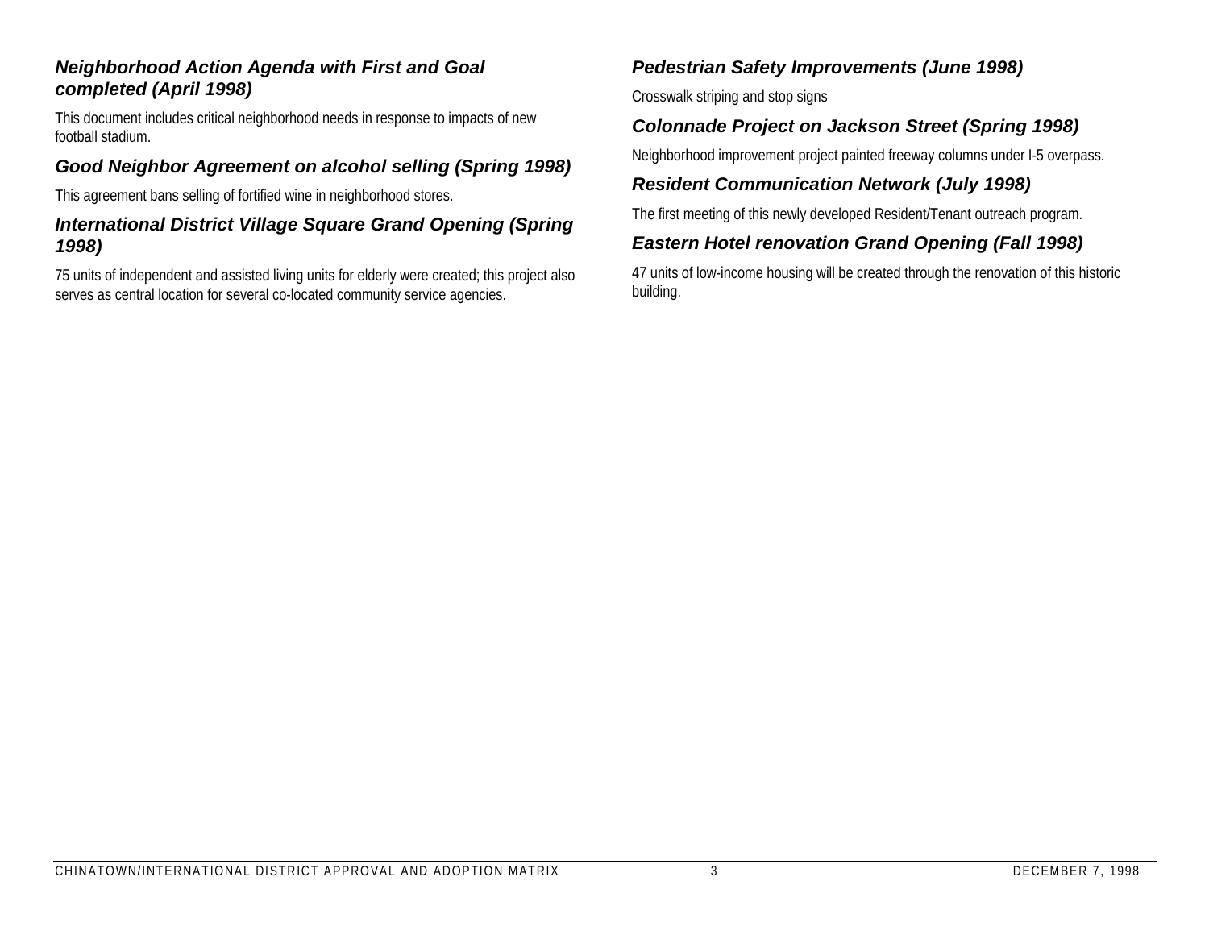### *Neighborhood Action Agenda with First and Goal completed (April 1998)*

This document includes critical neighborhood needs in response to impacts of new football stadium.

### *Good Neighbor Agreement on alcohol selling (Spring 1998)*

This agreement bans selling of fortified wine in neighborhood stores.

### *International District Village Square Grand Opening (Spring 1998)*

75 units of independent and assisted living units for elderly were created; this project also serves as central location for several co-located community service agencies.

### *Pedestrian Safety Improvements (June 1998)*

Crosswalk striping and stop signs

### *Colonnade Project on Jackson Street (Spring 1998)*

Neighborhood improvement project painted freeway columns under I-5 overpass.

### *Resident Communication Network (July 1998)*

The first meeting of this newly developed Resident/Tenant outreach program.

### *Eastern Hotel renovation Grand Opening (Fall 1998)*

47 units of low-income housing will be created through the renovation of this historic building.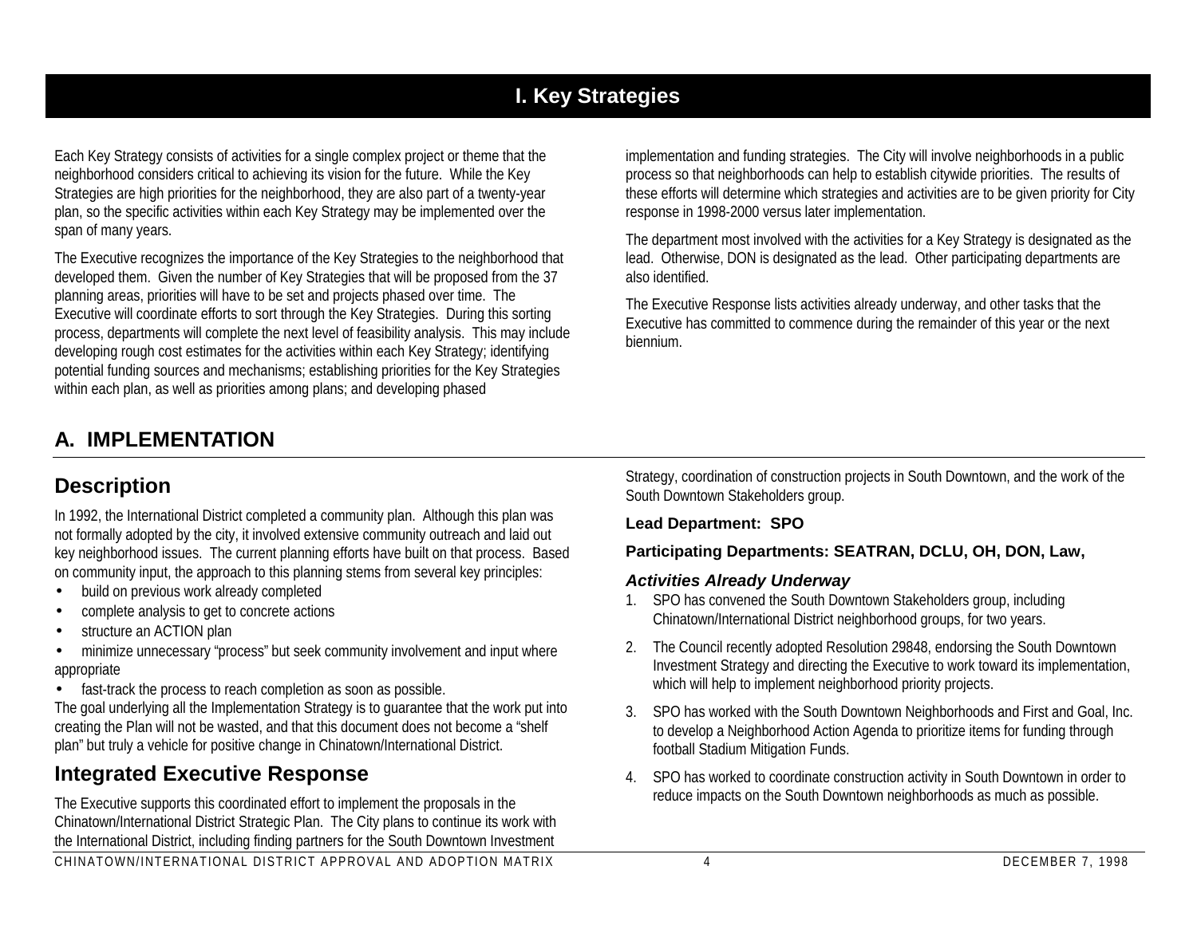# I. Key Strategies

Each Key Strategy consists of activities for a single complex project or theme that the neighborhood considers critical to achieving its vision for the future. While the Key Strategies are high priorities for the neighborhood, they are also part of a twenty-year plan, so the specific activities within each Key Strategy may be implemented over the span of many years.

The Executive recognizes the importance of the Key Strategies to the neighborhood that developed them. Given the number of Key Strategies that will be proposed from the 37 planning areas, priorities will have to be set and projects phased over time. The Executive will coordinate efforts to sort through the Key Strategies. During this sorting process, departments will complete the next level of feasibility analysis. This may include developing rough cost estimates for the activities within each Key Strategy; identifying potential funding sources and mechanisms; establishing priorities for the Key Strategies within each plan, as well as priorities among plans; and developing phased implementation and funding strategies. The City will involve neighborhoods in a public process so that neighborhoods can help to establish citywide priorities. The results of these efforts will determine which strategies and activities are to be given priority for City response in 1998-2000 versus later implementation.

The department most involved with the activities for a Key Strategy is designated as the lead. Otherwise, DON is designated as the lead. Other participating departments are also identified.

The Executive Response lists activities already underway, and other tasks that the Executive has committed to commence during the remainder of this year or the next biennium.

## A. IMPLEMENTATION

### Description

In 1992, the International District completed a community plan. Although this plan was not formally adopted by the city, it involved extensive community outreach and laid out key neighborhood issues. The current planning efforts have built on that process. Based on community input, the approach to this planning stems from several key principles:

- build on previous work already completed
- complete analysis to get to concrete actions
- structure an ACTION plan
- minimize unnecessary "process" but seek community involvement and input where appropriate
- fast-track the process to reach completion as soon as possible.

The goal underlying all the Implementation Strategy is to guarantee that the work put into creating the Plan will not be wasted, and that this document does not become a "shelf plan" but truly a vehicle for positive change in Chinatown/International District.

### Integrated Executive Response

The Executive supports this coordinated effort to implement the proposals in the Chinatown/International District Strategic Plan. The City plans to continue its work with the International District, including finding partners for the South Downtown Investment Strategy, coordination of construction projects in South Downtown, and the work of the South Downtown Stakeholders group.

**Lead Department: SPO**

**Participating Departments: SEATRAN, DCLU, OH, DON, Law,**

#### *Activities Already Underway*

1. SPO has convened the South Downtown Stakeholders group, including Chinatown/International District neighborhood groups, for two years.
2. The Council recently adopted Resolution 29848, endorsing the South Downtown Investment Strategy and directing the Executive to work toward its implementation, which will help to implement neighborhood priority projects.
3. SPO has worked with the South Downtown Neighborhoods and First and Goal, Inc. to develop a Neighborhood Action Agenda to prioritize items for funding through football Stadium Mitigation Funds.
4. SPO has worked to coordinate construction activity in South Downtown in order to reduce impacts on the South Downtown neighborhoods as much as possible.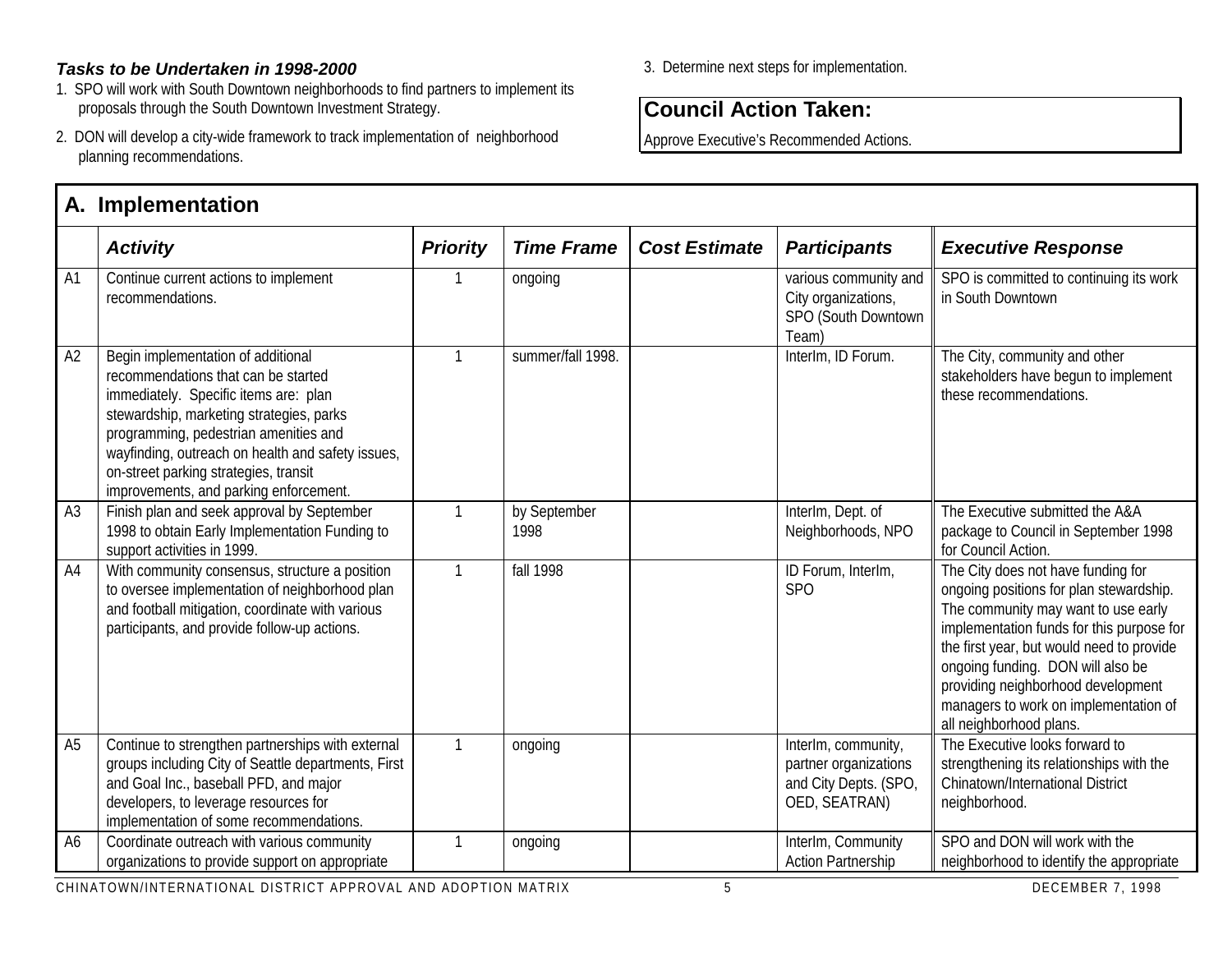***Tasks to be Undertaken in 1998-2000***

1. SPO will work with South Downtown neighborhoods to find partners to implement its proposals through the South Downtown Investment Strategy.
2. DON will develop a city-wide framework to track implementation of neighborhood planning recommendations.
3. Determine next steps for implementation.

**Council Action Taken:**

Approve Executive's Recommended Actions.

## A. Implementation

| | *Activity* | *Priority* | *Time Frame* | *Cost Estimate* | *Participants* | *Executive Response* |
|---|---|---|---|---|---|---|
| A1 | Continue current actions to implement recommendations. | 1 | ongoing | | various community and City organizations, SPO (South Downtown Team) | SPO is committed to continuing its work in South Downtown |
| A2 | Begin implementation of additional recommendations that can be started immediately. Specific items are: plan stewardship, marketing strategies, parks programming, pedestrian amenities and wayfinding, outreach on health and safety issues, on-street parking strategies, transit improvements, and parking enforcement. | 1 | summer/fall 1998. | | InterIm, ID Forum. | The City, community and other stakeholders have begun to implement these recommendations. |
| A3 | Finish plan and seek approval by September 1998 to obtain Early Implementation Funding to support activities in 1999. | 1 | by September 1998 | | InterIm, Dept. of Neighborhoods, NPO | The Executive submitted the A&A package to Council in September 1998 for Council Action. |
| A4 | With community consensus, structure a position to oversee implementation of neighborhood plan and football mitigation, coordinate with various participants, and provide follow-up actions. | 1 | fall 1998 | | ID Forum, InterIm, SPO | The City does not have funding for ongoing positions for plan stewardship. The community may want to use early implementation funds for this purpose for the first year, but would need to provide ongoing funding. DON will also be providing neighborhood development managers to work on implementation of all neighborhood plans. |
| A5 | Continue to strengthen partnerships with external groups including City of Seattle departments, First and Goal Inc., baseball PFD, and major developers, to leverage resources for implementation of some recommendations. | 1 | ongoing | | InterIm, community, partner organizations and City Depts. (SPO, OED, SEATRAN) | The Executive looks forward to strengthening its relationships with the Chinatown/International District neighborhood. |
| A6 | Coordinate outreach with various community organizations to provide support on appropriate | 1 | ongoing | | InterIm, Community Action Partnership | SPO and DON will work with the neighborhood to identify the appropriate |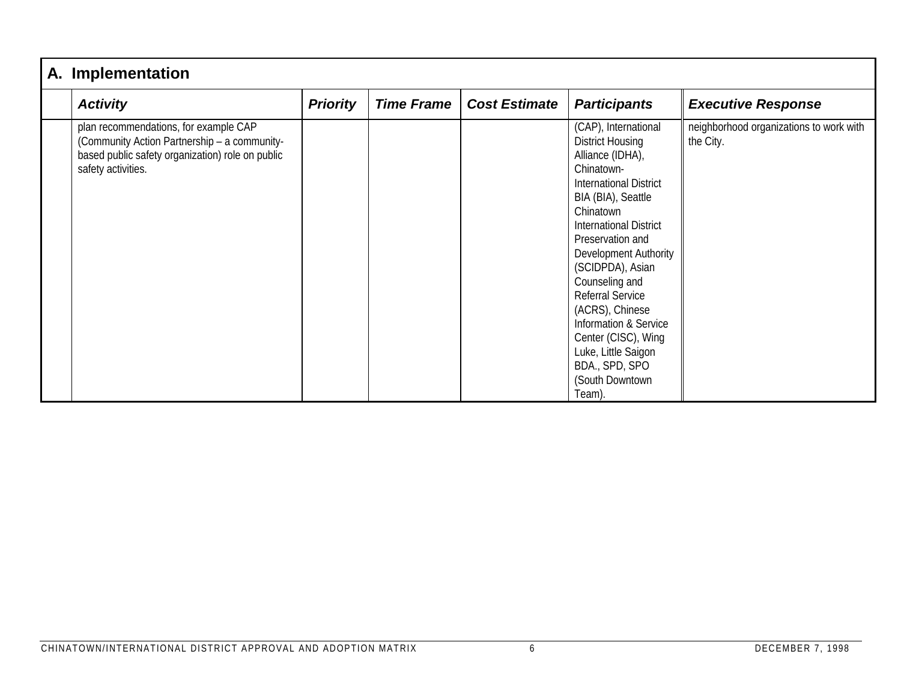| A. Implementation | | | | | | |
|---|---|---|---|---|---|---|
| | ***Activity*** | ***Priority*** | ***Time Frame*** | ***Cost Estimate*** | ***Participants*** | ***Executive Response*** |
| | plan recommendations, for example CAP (Community Action Partnership – a community-based public safety organization) role on public safety activities. | | | | (CAP), International District Housing Alliance (IDHA), Chinatown-International District BIA (BIA), Seattle Chinatown International District Preservation and Development Authority (SCIDPDA), Asian Counseling and Referral Service (ACRS), Chinese Information & Service Center (CISC), Wing Luke, Little Saigon BDA., SPD, SPO (South Downtown Team). | neighborhood organizations to work with the City. |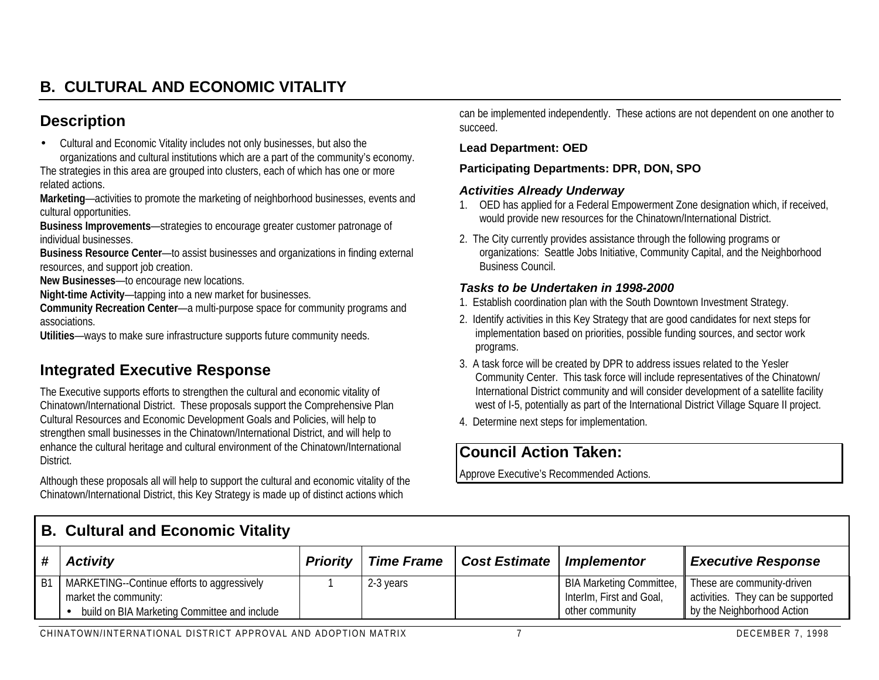## B. CULTURAL AND ECONOMIC VITALITY

### Description

- Cultural and Economic Vitality includes not only businesses, but also the organizations and cultural institutions which are a part of the community's economy.

The strategies in this area are grouped into clusters, each of which has one or more related actions.

**Marketing**—activities to promote the marketing of neighborhood businesses, events and cultural opportunities.

**Business Improvements**—strategies to encourage greater customer patronage of individual businesses.

**Business Resource Center**—to assist businesses and organizations in finding external resources, and support job creation.

**New Businesses**—to encourage new locations.

**Night-time Activity**—tapping into a new market for businesses.

**Community Recreation Center**—a multi-purpose space for community programs and associations.

**Utilities**—ways to make sure infrastructure supports future community needs.

### Integrated Executive Response

The Executive supports efforts to strengthen the cultural and economic vitality of Chinatown/International District. These proposals support the Comprehensive Plan Cultural Resources and Economic Development Goals and Policies, will help to strengthen small businesses in the Chinatown/International District, and will help to enhance the cultural heritage and cultural environment of the Chinatown/International District.

Although these proposals all will help to support the cultural and economic vitality of the Chinatown/International District, this Key Strategy is made up of distinct actions which can be implemented independently. These actions are not dependent on one another to succeed.

**Lead Department: OED**

**Participating Departments: DPR, DON, SPO**

***Activities Already Underway***

1. OED has applied for a Federal Empowerment Zone designation which, if received, would provide new resources for the Chinatown/International District.
2. The City currently provides assistance through the following programs or organizations: Seattle Jobs Initiative, Community Capital, and the Neighborhood Business Council.

***Tasks to be Undertaken in 1998-2000***

1. Establish coordination plan with the South Downtown Investment Strategy.
2. Identify activities in this Key Strategy that are good candidates for next steps for implementation based on priorities, possible funding sources, and sector work programs.
3. A task force will be created by DPR to address issues related to the Yesler Community Center. This task force will include representatives of the Chinatown/ International District community and will consider development of a satellite facility west of I-5, potentially as part of the International District Village Square II project.
4. Determine next steps for implementation.

**Council Action Taken:**

Approve Executive's Recommended Actions.

**B. Cultural and Economic Vitality**

| # | Activity | Priority | Time Frame | Cost Estimate | Implementor | Executive Response |
|---|---|---|---|---|---|---|
| B1 | MARKETING--Continue efforts to aggressively market the community:<br>• build on BIA Marketing Committee and include | 1 | 2-3 years | | BIA Marketing Committee, InterIm, First and Goal, other community | These are community-driven activities. They can be supported by the Neighborhood Action |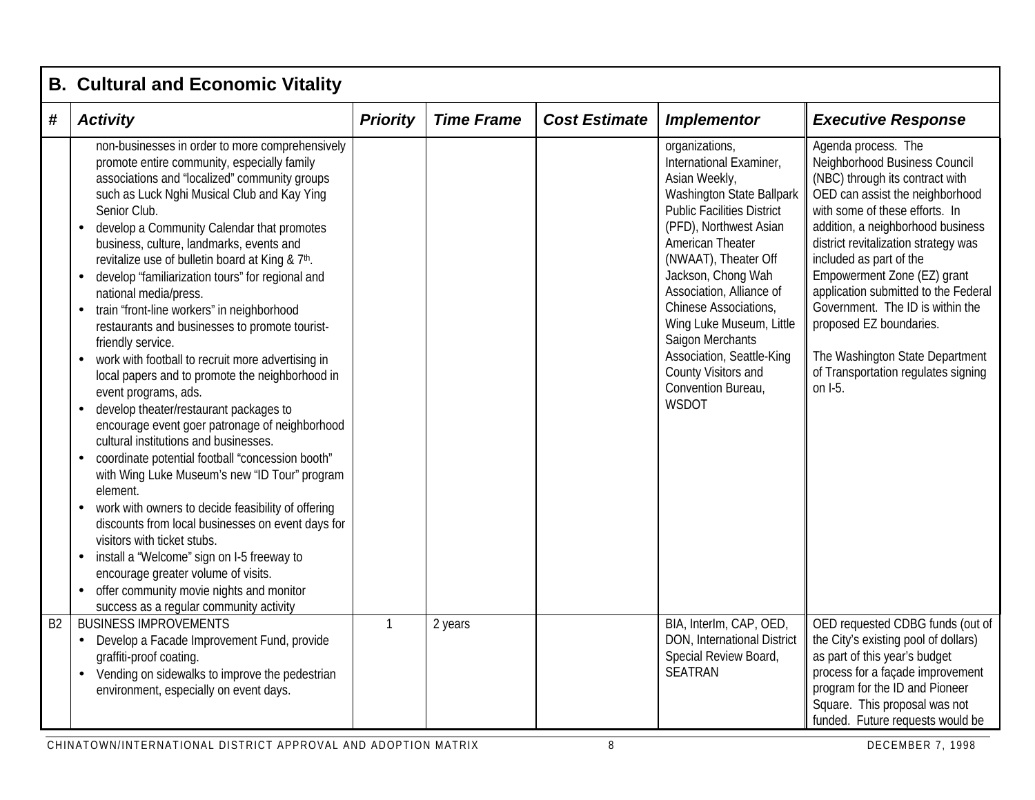## B. Cultural and Economic Vitality

| # | Activity | Priority | Time Frame | Cost Estimate | Implementor | Executive Response |
|---|---|---|---|---|---|---|
| | non-businesses in order to more comprehensively promote entire community, especially family associations and "localized" community groups such as Luck Nghi Musical Club and Kay Ying Senior Club.<br>• develop a Community Calendar that promotes business, culture, landmarks, events and revitalize use of bulletin board at King & 7th.<br>• develop "familiarization tours" for regional and national media/press.<br>• train "front-line workers" in neighborhood restaurants and businesses to promote tourist-friendly service.<br>• work with football to recruit more advertising in local papers and to promote the neighborhood in event programs, ads.<br>• develop theater/restaurant packages to encourage event goer patronage of neighborhood cultural institutions and businesses.<br>• coordinate potential football "concession booth" with Wing Luke Museum's new "ID Tour" program element.<br>• work with owners to decide feasibility of offering discounts from local businesses on event days for visitors with ticket stubs.<br>• install a "Welcome" sign on I-5 freeway to encourage greater volume of visits.<br>• offer community movie nights and monitor success as a regular community activity | | | | organizations, International Examiner, Asian Weekly, Washington State Ballpark Public Facilities District (PFD), Northwest Asian American Theater (NWAAT), Theater Off Jackson, Chong Wah Association, Alliance of Chinese Associations, Wing Luke Museum, Little Saigon Merchants Association, Seattle-King County Visitors and Convention Bureau, WSDOT | Agenda process. The Neighborhood Business Council (NBC) through its contract with OED can assist the neighborhood with some of these efforts. In addition, a neighborhood business district revitalization strategy was included as part of the Empowerment Zone (EZ) grant application submitted to the Federal Government. The ID is within the proposed EZ boundaries.<br><br>The Washington State Department of Transportation regulates signing on I-5. |
| B2 | BUSINESS IMPROVEMENTS<br>• Develop a Facade Improvement Fund, provide graffiti-proof coating.<br>• Vending on sidewalks to improve the pedestrian environment, especially on event days. | 1 | 2 years | | BIA, InterIm, CAP, OED, DON, International District Special Review Board, SEATRAN | OED requested CDBG funds (out of the City's existing pool of dollars) as part of this year's budget process for a façade improvement program for the ID and Pioneer Square. This proposal was not funded. Future requests would be |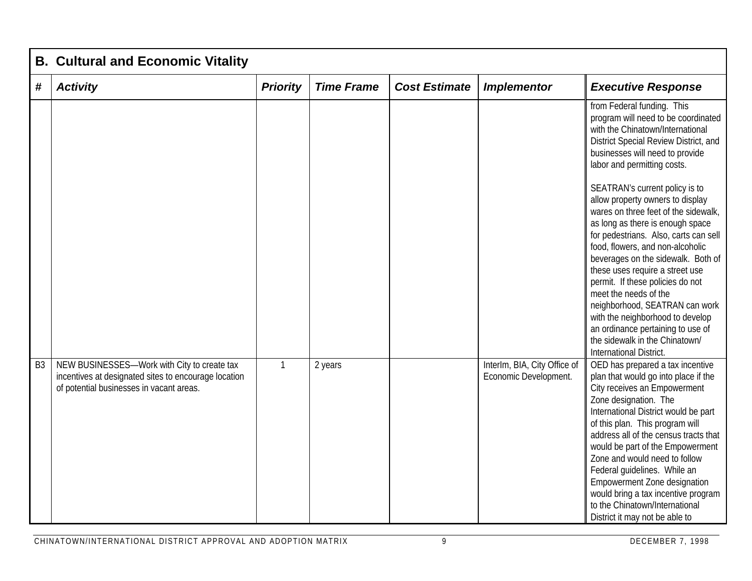## B. Cultural and Economic Vitality

| # | Activity | Priority | Time Frame | Cost Estimate | Implementor | Executive Response |
|---|---|---|---|---|---|---|
| | | | | | | from Federal funding. This program will need to be coordinated with the Chinatown/International District Special Review District, and businesses will need to provide labor and permitting costs.<br><br>SEATRAN's current policy is to allow property owners to display wares on three feet of the sidewalk, as long as there is enough space for pedestrians. Also, carts can sell food, flowers, and non-alcoholic beverages on the sidewalk. Both of these uses require a street use permit. If these policies do not meet the needs of the neighborhood, SEATRAN can work with the neighborhood to develop an ordinance pertaining to use of the sidewalk in the Chinatown/ International District. |
| B3 | NEW BUSINESSES—Work with City to create tax incentives at designated sites to encourage location of potential businesses in vacant areas. | 1 | 2 years | | InterIm, BIA, City Office of Economic Development. | OED has prepared a tax incentive plan that would go into place if the City receives an Empowerment Zone designation. The International District would be part of this plan. This program will address all of the census tracts that would be part of the Empowerment Zone and would need to follow Federal guidelines. While an Empowerment Zone designation would bring a tax incentive program to the Chinatown/International District it may not be able to |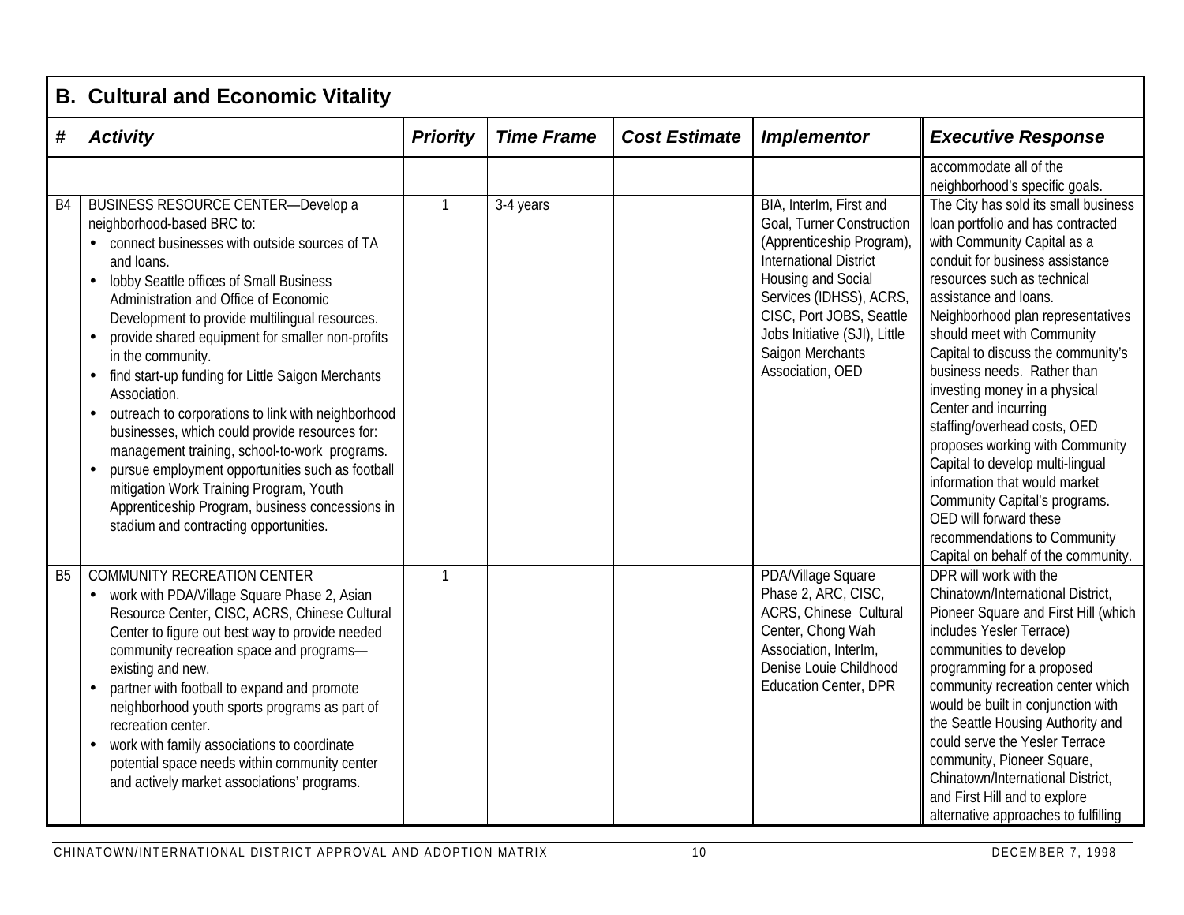## B. Cultural and Economic Vitality

| # | Activity | Priority | Time Frame | Cost Estimate | Implementor | Executive Response |
|---|---|---|---|---|---|---|
| | | | | | | accommodate all of the neighborhood's specific goals. |
| B4 | BUSINESS RESOURCE CENTER—Develop a neighborhood-based BRC to: • connect businesses with outside sources of TA and loans. • lobby Seattle offices of Small Business Administration and Office of Economic Development to provide multilingual resources. • provide shared equipment for smaller non-profits in the community. • find start-up funding for Little Saigon Merchants Association. • outreach to corporations to link with neighborhood businesses, which could provide resources for: management training, school-to-work programs. • pursue employment opportunities such as football mitigation Work Training Program, Youth Apprenticeship Program, business concessions in stadium and contracting opportunities. | 1 | 3-4 years | | BIA, InterIm, First and Goal, Turner Construction (Apprenticeship Program), International District Housing and Social Services (IDHSS), ACRS, CISC, Port JOBS, Seattle Jobs Initiative (SJI), Little Saigon Merchants Association, OED | The City has sold its small business loan portfolio and has contracted with Community Capital as a conduit for business assistance resources such as technical assistance and loans. Neighborhood plan representatives should meet with Community Capital to discuss the community's business needs. Rather than investing money in a physical Center and incurring staffing/overhead costs, OED proposes working with Community Capital to develop multi-lingual information that would market Community Capital's programs. OED will forward these recommendations to Community Capital on behalf of the community. |
| B5 | COMMUNITY RECREATION CENTER • work with PDA/Village Square Phase 2, Asian Resource Center, CISC, ACRS, Chinese Cultural Center to figure out best way to provide needed community recreation space and programs—existing and new. • partner with football to expand and promote neighborhood youth sports programs as part of recreation center. • work with family associations to coordinate potential space needs within community center and actively market associations' programs. | 1 | | | PDA/Village Square Phase 2, ARC, CISC, ACRS, Chinese Cultural Center, Chong Wah Association, InterIm, Denise Louie Childhood Education Center, DPR | DPR will work with the Chinatown/International District, Pioneer Square and First Hill (which includes Yesler Terrace) communities to develop programming for a proposed community recreation center which would be built in conjunction with the Seattle Housing Authority and could serve the Yesler Terrace community, Pioneer Square, Chinatown/International District, and First Hill and to explore alternative approaches to fulfilling |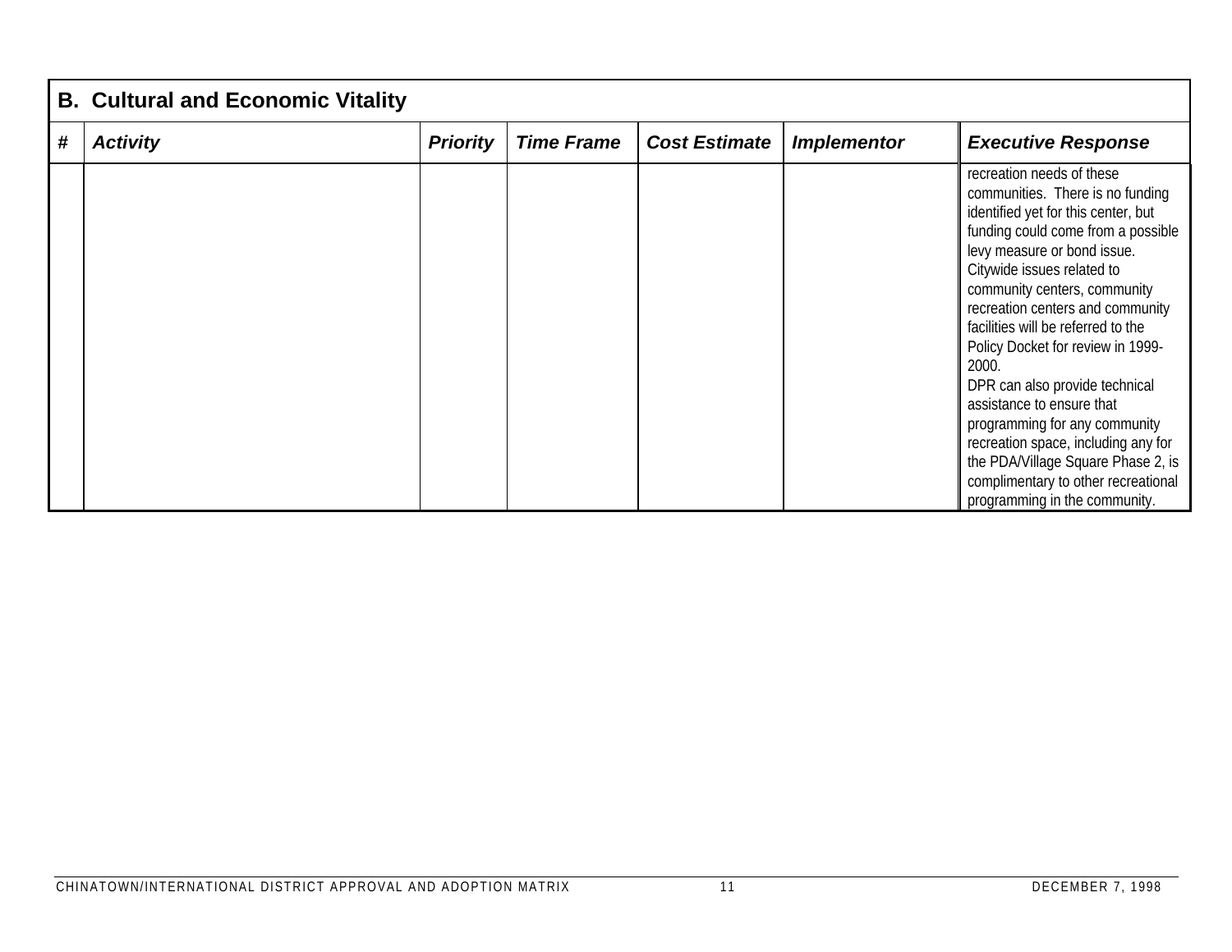| B. Cultural and Economic Vitality | | | | | | |
|---|---|---|---|---|---|---|
| **#** | ***Activity*** | ***Priority*** | ***Time Frame*** | ***Cost Estimate*** | ***Implementor*** | ***Executive Response*** |
| | | | | | | recreation needs of these communities. There is no funding identified yet for this center, but funding could come from a possible levy measure or bond issue. Citywide issues related to community centers, community recreation centers and community facilities will be referred to the Policy Docket for review in 1999-2000. DPR can also provide technical assistance to ensure that programming for any community recreation space, including any for the PDA/Village Square Phase 2, is complimentary to other recreational programming in the community. |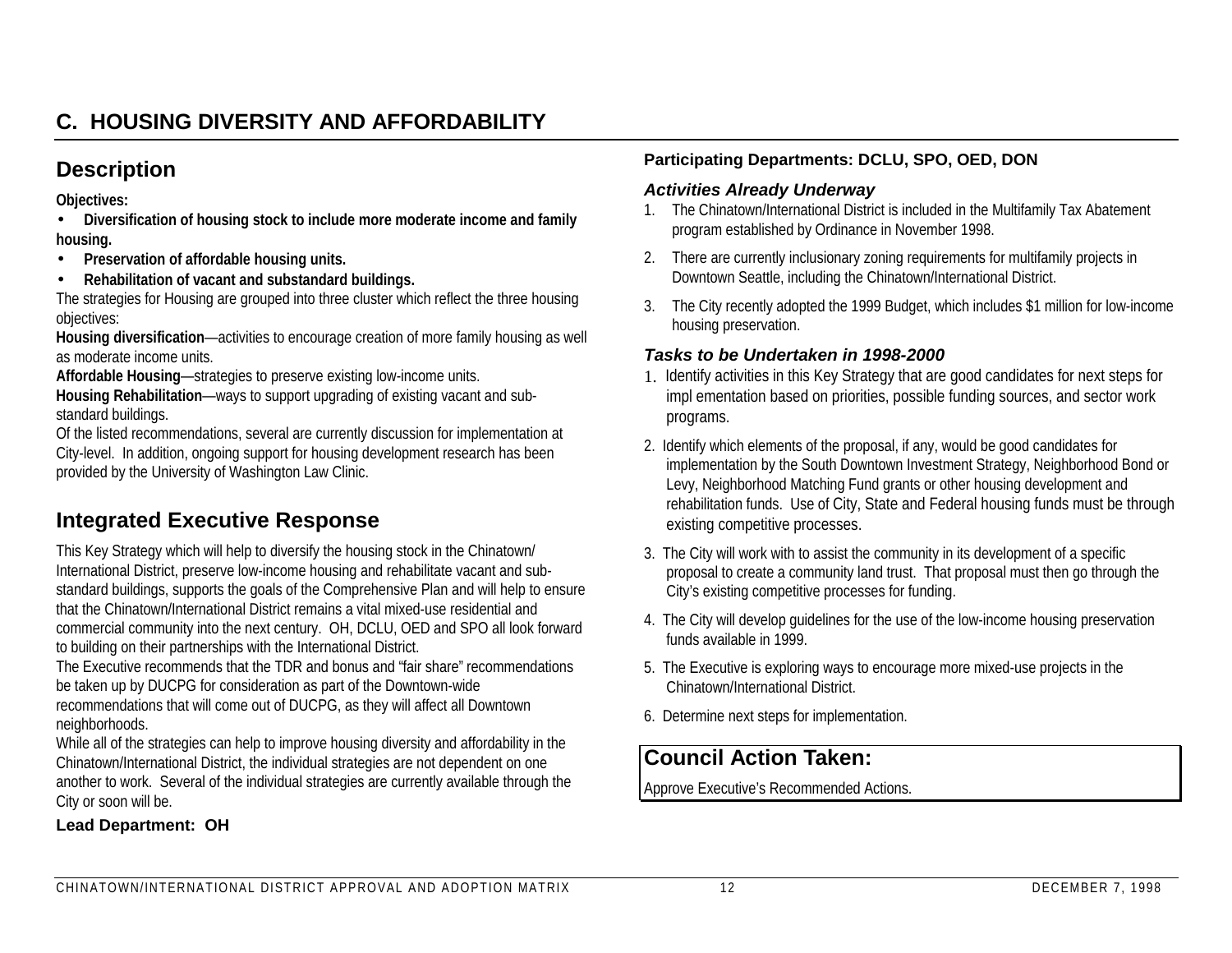## C. HOUSING DIVERSITY AND AFFORDABILITY

## Description

**Objectives:**

- **Diversification of housing stock to include more moderate income and family housing.**
- **Preservation of affordable housing units.**
- **Rehabilitation of vacant and substandard buildings.**

The strategies for Housing are grouped into three cluster which reflect the three housing objectives:

**Housing diversification**—activities to encourage creation of more family housing as well as moderate income units.

**Affordable Housing**—strategies to preserve existing low-income units.

**Housing Rehabilitation**—ways to support upgrading of existing vacant and sub-standard buildings.

Of the listed recommendations, several are currently discussion for implementation at City-level. In addition, ongoing support for housing development research has been provided by the University of Washington Law Clinic.

## Integrated Executive Response

This Key Strategy which will help to diversify the housing stock in the Chinatown/International District, preserve low-income housing and rehabilitate vacant and sub-standard buildings, supports the goals of the Comprehensive Plan and will help to ensure that the Chinatown/International District remains a vital mixed-use residential and commercial community into the next century. OH, DCLU, OED and SPO all look forward to building on their partnerships with the International District.

The Executive recommends that the TDR and bonus and "fair share" recommendations be taken up by DUCPG for consideration as part of the Downtown-wide recommendations that will come out of DUCPG, as they will affect all Downtown neighborhoods.

While all of the strategies can help to improve housing diversity and affordability in the Chinatown/International District, the individual strategies are not dependent on one another to work. Several of the individual strategies are currently available through the City or soon will be.

**Lead Department: OH**

**Participating Departments: DCLU, SPO, OED, DON**

### *Activities Already Underway*

1. The Chinatown/International District is included in the Multifamily Tax Abatement program established by Ordinance in November 1998.
2. There are currently inclusionary zoning requirements for multifamily projects in Downtown Seattle, including the Chinatown/International District.
3. The City recently adopted the 1999 Budget, which includes $1 million for low-income housing preservation.

### *Tasks to be Undertaken in 1998-2000*

1. Identify activities in this Key Strategy that are good candidates for next steps for impl ementation based on priorities, possible funding sources, and sector work programs.
2. Identify which elements of the proposal, if any, would be good candidates for implementation by the South Downtown Investment Strategy, Neighborhood Bond or Levy, Neighborhood Matching Fund grants or other housing development and rehabilitation funds. Use of City, State and Federal housing funds must be through existing competitive processes.
3. The City will work with to assist the community in its development of a specific proposal to create a community land trust. That proposal must then go through the City's existing competitive processes for funding.
4. The City will develop guidelines for the use of the low-income housing preservation funds available in 1999.
5. The Executive is exploring ways to encourage more mixed-use projects in the Chinatown/International District.
6. Determine next steps for implementation.

## Council Action Taken:

Approve Executive's Recommended Actions.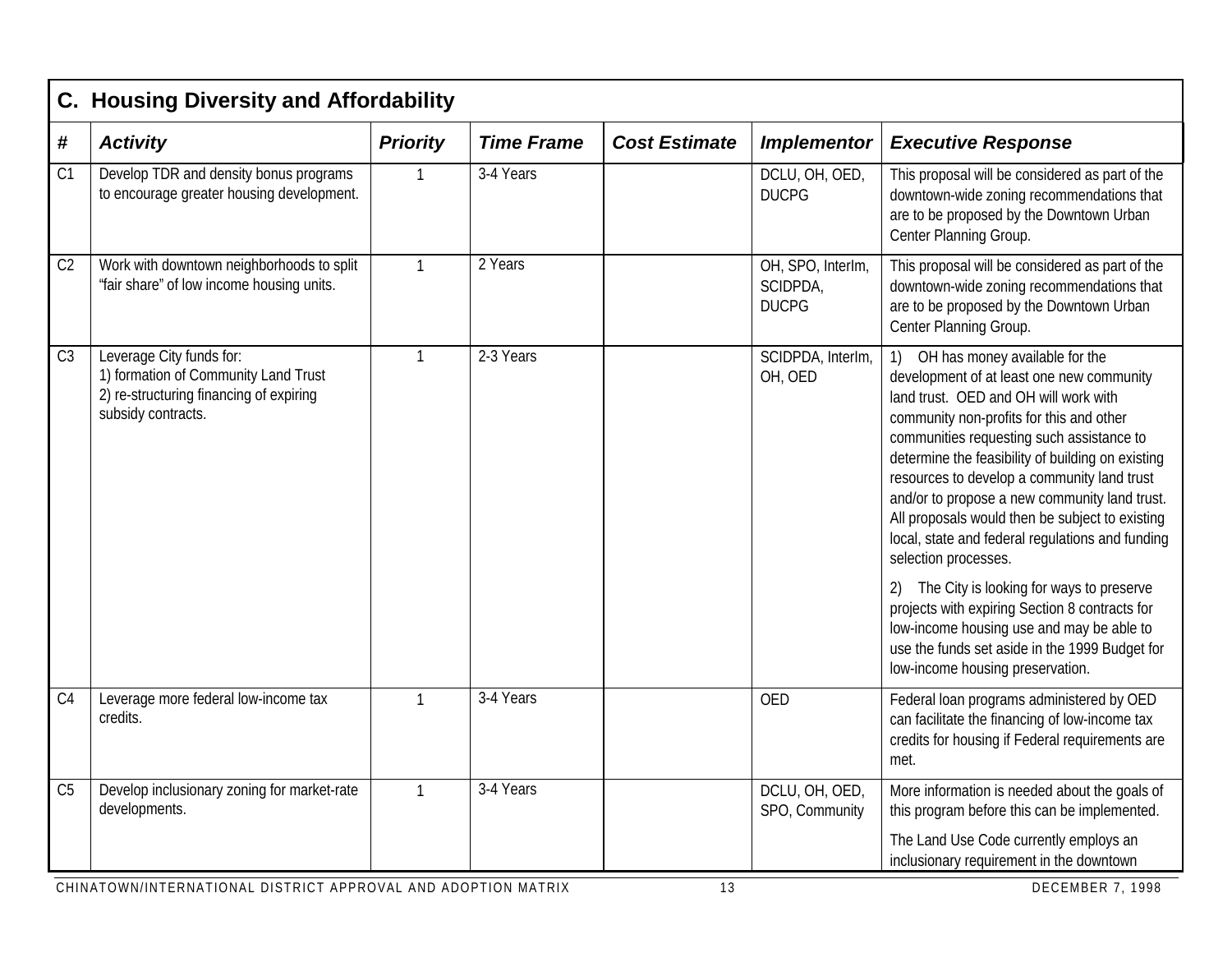## C. Housing Diversity and Affordability

| # | Activity | Priority | Time Frame | Cost Estimate | Implementor | Executive Response |
|---|---|---|---|---|---|---|
| C1 | Develop TDR and density bonus programs to encourage greater housing development. | 1 | 3-4 Years | | DCLU, OH, OED, DUCPG | This proposal will be considered as part of the downtown-wide zoning recommendations that are to be proposed by the Downtown Urban Center Planning Group. |
| C2 | Work with downtown neighborhoods to split "fair share" of low income housing units. | 1 | 2 Years | | OH, SPO, InterIm, SCIDPDA, DUCPG | This proposal will be considered as part of the downtown-wide zoning recommendations that are to be proposed by the Downtown Urban Center Planning Group. |
| C3 | Leverage City funds for: 1) formation of Community Land Trust 2) re-structuring financing of expiring subsidy contracts. | 1 | 2-3 Years | | SCIDPDA, InterIm, OH, OED | 1) OH has money available for the development of at least one new community land trust. OED and OH will work with community non-profits for this and other communities requesting such assistance to determine the feasibility of building on existing resources to develop a community land trust and/or to propose a new community land trust. All proposals would then be subject to existing local, state and federal regulations and funding selection processes. 2) The City is looking for ways to preserve projects with expiring Section 8 contracts for low-income housing use and may be able to use the funds set aside in the 1999 Budget for low-income housing preservation. |
| C4 | Leverage more federal low-income tax credits. | 1 | 3-4 Years | | OED | Federal loan programs administered by OED can facilitate the financing of low-income tax credits for housing if Federal requirements are met. |
| C5 | Develop inclusionary zoning for market-rate developments. | 1 | 3-4 Years | | DCLU, OH, OED, SPO, Community | More information is needed about the goals of this program before this can be implemented. The Land Use Code currently employs an inclusionary requirement in the downtown |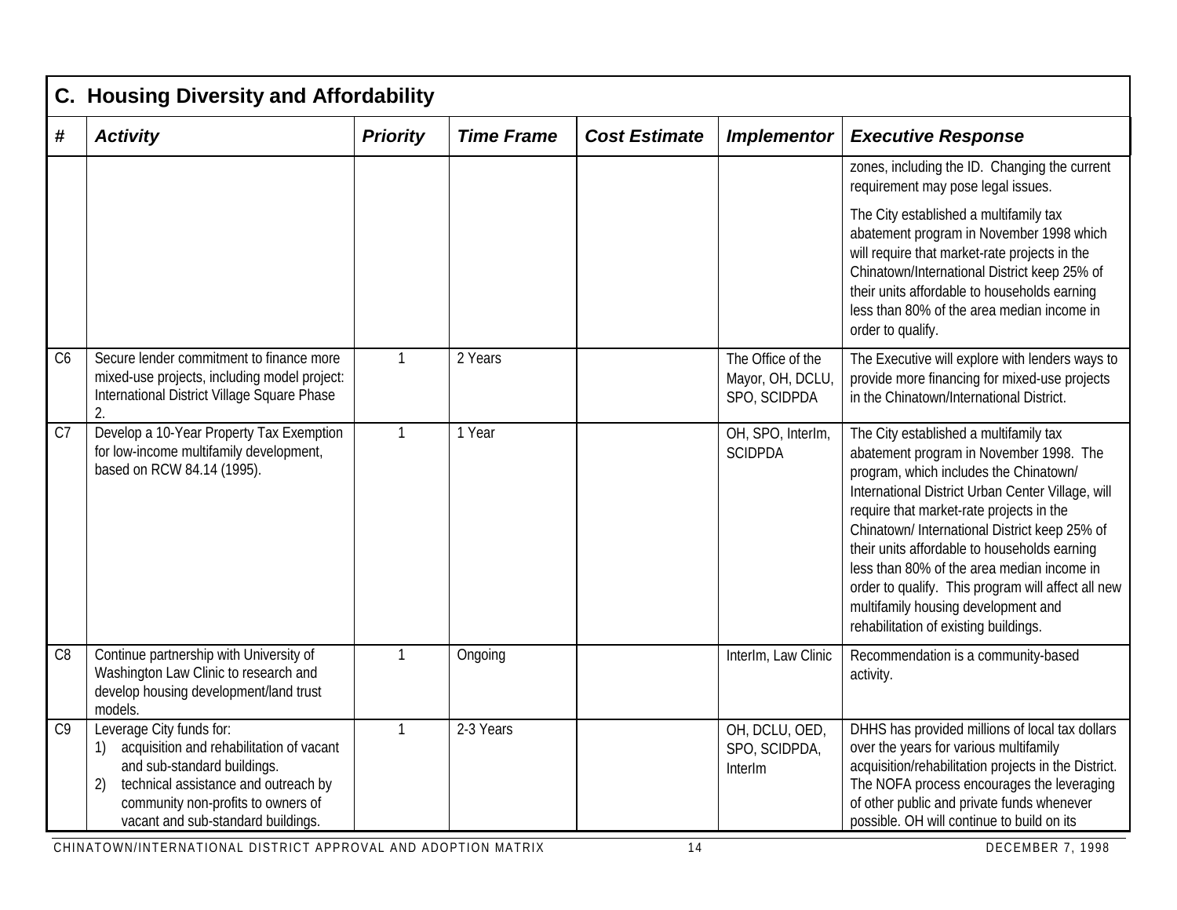## C. Housing Diversity and Affordability

| # | Activity | Priority | Time Frame | Cost Estimate | Implementor | Executive Response |
|---|---|---|---|---|---|---|
| | | | | | | zones, including the ID. Changing the current requirement may pose legal issues.<br><br>The City established a multifamily tax abatement program in November 1998 which will require that market-rate projects in the Chinatown/International District keep 25% of their units affordable to households earning less than 80% of the area median income in order to qualify. |
| C6 | Secure lender commitment to finance more mixed-use projects, including model project: International District Village Square Phase 2. | 1 | 2 Years | | The Office of the Mayor, OH, DCLU, SPO, SCIDPDA | The Executive will explore with lenders ways to provide more financing for mixed-use projects in the Chinatown/International District. |
| C7 | Develop a 10-Year Property Tax Exemption for low-income multifamily development, based on RCW 84.14 (1995). | 1 | 1 Year | | OH, SPO, InterIm, SCIDPDA | The City established a multifamily tax abatement program in November 1998. The program, which includes the Chinatown/ International District Urban Center Village, will require that market-rate projects in the Chinatown/ International District keep 25% of their units affordable to households earning less than 80% of the area median income in order to qualify. This program will affect all new multifamily housing development and rehabilitation of existing buildings. |
| C8 | Continue partnership with University of Washington Law Clinic to research and develop housing development/land trust models. | 1 | Ongoing | | InterIm, Law Clinic | Recommendation is a community-based activity. |
| C9 | Leverage City funds for:<br>1) acquisition and rehabilitation of vacant and sub-standard buildings.<br>2) technical assistance and outreach by community non-profits to owners of vacant and sub-standard buildings. | 1 | 2-3 Years | | OH, DCLU, OED, SPO, SCIDPDA, InterIm | DHHS has provided millions of local tax dollars over the years for various multifamily acquisition/rehabilitation projects in the District. The NOFA process encourages the leveraging of other public and private funds whenever possible. OH will continue to build on its |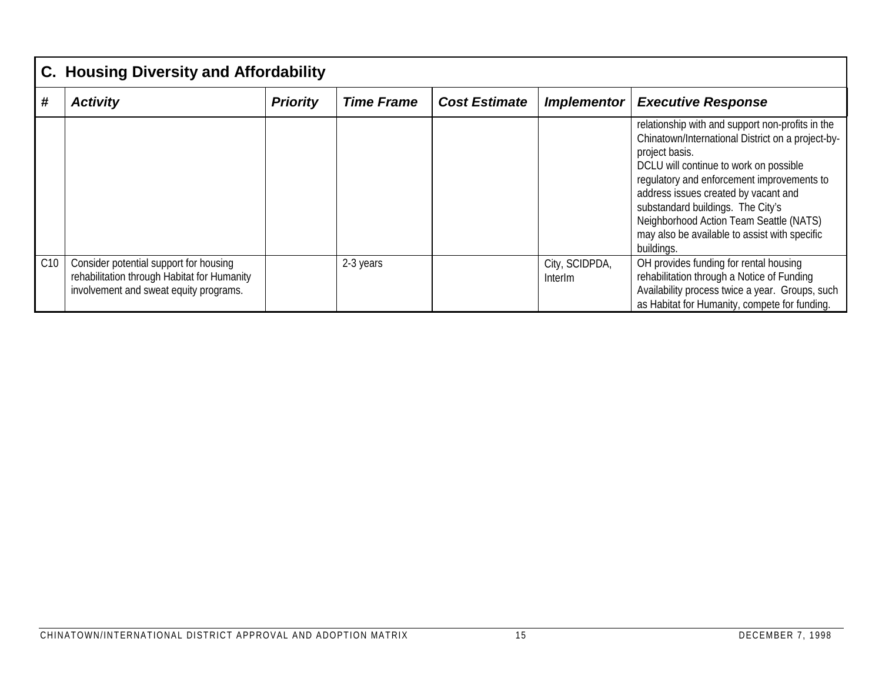| C. Housing Diversity and Affordability | | | | | | |
|---|---|---|---|---|---|---|
| **#** | ***Activity*** | ***Priority*** | ***Time Frame*** | ***Cost Estimate*** | ***Implementor*** | ***Executive Response*** |
| | | | | | | relationship with and support non-profits in the Chinatown/International District on a project-by-project basis.<br>DCLU will continue to work on possible regulatory and enforcement improvements to address issues created by vacant and substandard buildings. The City's Neighborhood Action Team Seattle (NATS) may also be available to assist with specific buildings. |
| C10 | Consider potential support for housing rehabilitation through Habitat for Humanity involvement and sweat equity programs. | | 2-3 years | | City, SCIDPDA, InterIm | OH provides funding for rental housing rehabilitation through a Notice of Funding Availability process twice a year. Groups, such as Habitat for Humanity, compete for funding. |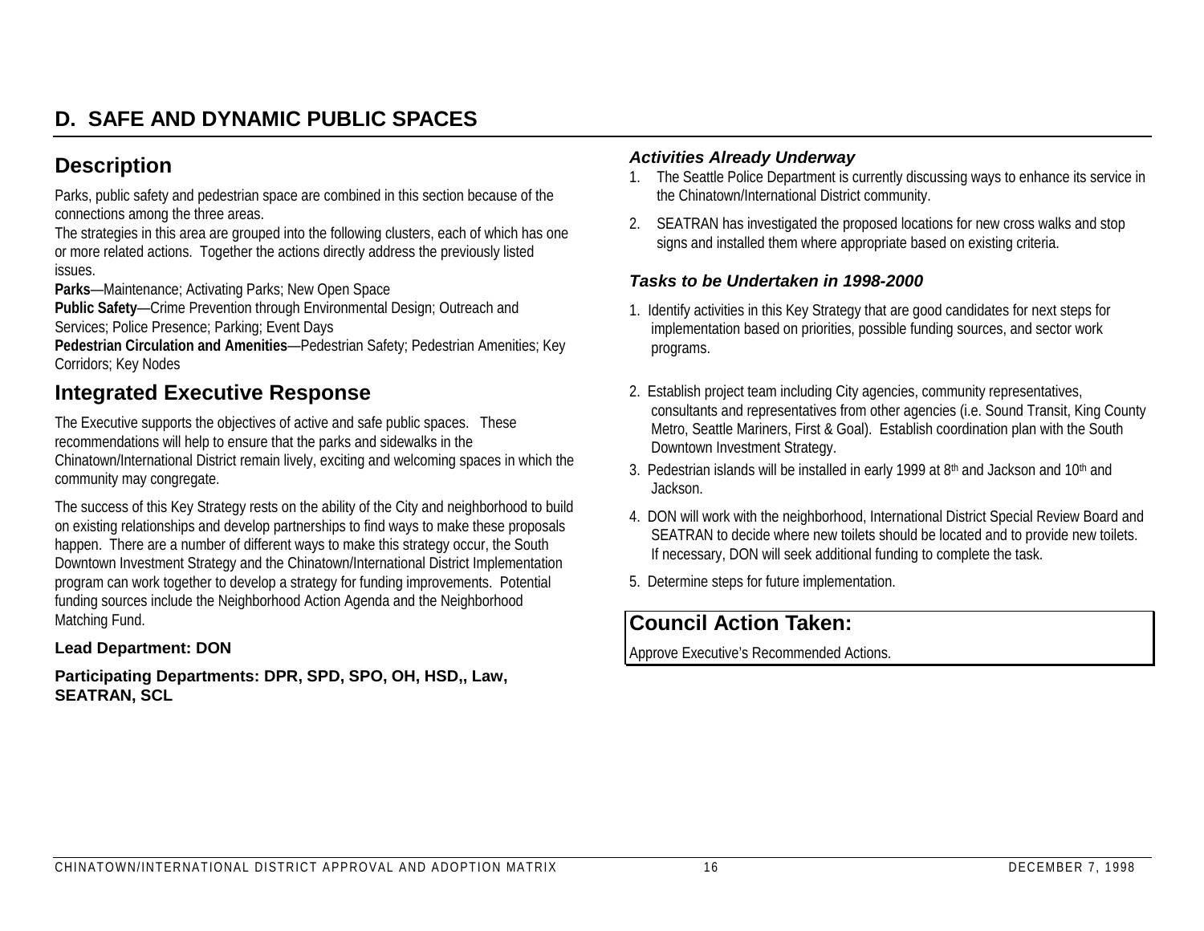## D. SAFE AND DYNAMIC PUBLIC SPACES

### Description

Parks, public safety and pedestrian space are combined in this section because of the connections among the three areas.
The strategies in this area are grouped into the following clusters, each of which has one or more related actions. Together the actions directly address the previously listed issues.
**Parks**—Maintenance; Activating Parks; New Open Space
**Public Safety**—Crime Prevention through Environmental Design; Outreach and Services; Police Presence; Parking; Event Days
**Pedestrian Circulation and Amenities**—Pedestrian Safety; Pedestrian Amenities; Key Corridors; Key Nodes

### Integrated Executive Response

The Executive supports the objectives of active and safe public spaces. These recommendations will help to ensure that the parks and sidewalks in the Chinatown/International District remain lively, exciting and welcoming spaces in which the community may congregate.

The success of this Key Strategy rests on the ability of the City and neighborhood to build on existing relationships and develop partnerships to find ways to make these proposals happen. There are a number of different ways to make this strategy occur, the South Downtown Investment Strategy and the Chinatown/International District Implementation program can work together to develop a strategy for funding improvements. Potential funding sources include the Neighborhood Action Agenda and the Neighborhood Matching Fund.

**Lead Department: DON**

**Participating Departments: DPR, SPD, SPO, OH, HSD,, Law, SEATRAN, SCL**

#### *Activities Already Underway*

1. The Seattle Police Department is currently discussing ways to enhance its service in the Chinatown/International District community.
2. SEATRAN has investigated the proposed locations for new cross walks and stop signs and installed them where appropriate based on existing criteria.

#### *Tasks to be Undertaken in 1998-2000*

1. Identify activities in this Key Strategy that are good candidates for next steps for implementation based on priorities, possible funding sources, and sector work programs.
2. Establish project team including City agencies, community representatives, consultants and representatives from other agencies (i.e. Sound Transit, King County Metro, Seattle Mariners, First & Goal). Establish coordination plan with the South Downtown Investment Strategy.
3. Pedestrian islands will be installed in early 1999 at 8th and Jackson and 10th and Jackson.
4. DON will work with the neighborhood, International District Special Review Board and SEATRAN to decide where new toilets should be located and to provide new toilets. If necessary, DON will seek additional funding to complete the task.
5. Determine steps for future implementation.

### Council Action Taken:

Approve Executive's Recommended Actions.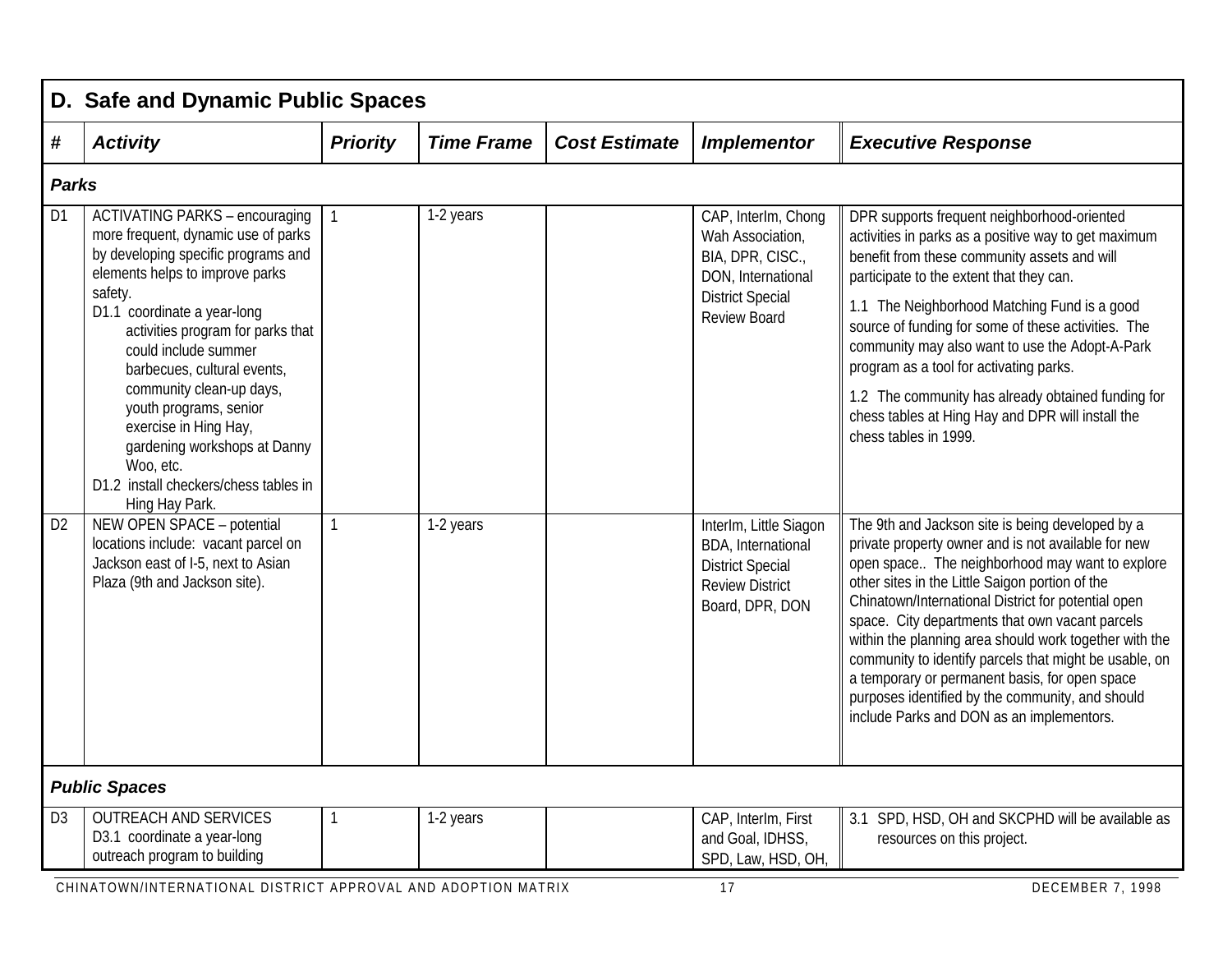## D. Safe and Dynamic Public Spaces

| # | Activity | Priority | Time Frame | Cost Estimate | Implementor | Executive Response |
|---|---|---|---|---|---|---|
| ***Parks*** | | | | | | |
| D1 | ACTIVATING PARKS – encouraging more frequent, dynamic use of parks by developing specific programs and elements helps to improve parks safety.<br>D1.1 coordinate a year-long activities program for parks that could include summer barbecues, cultural events, community clean-up days, youth programs, senior exercise in Hing Hay, gardening workshops at Danny Woo, etc.<br>D1.2 install checkers/chess tables in Hing Hay Park. | 1 | 1-2 years | | CAP, InterIm, Chong Wah Association, BIA, DPR, CISC., DON, International District Special Review Board | DPR supports frequent neighborhood-oriented activities in parks as a positive way to get maximum benefit from these community assets and will participate to the extent that they can.<br>1.1 The Neighborhood Matching Fund is a good source of funding for some of these activities. The community may also want to use the Adopt-A-Park program as a tool for activating parks.<br>1.2 The community has already obtained funding for chess tables at Hing Hay and DPR will install the chess tables in 1999. |
| D2 | NEW OPEN SPACE – potential locations include: vacant parcel on Jackson east of I-5, next to Asian Plaza (9th and Jackson site). | 1 | 1-2 years | | InterIm, Little Siagon BDA, International District Special Review District Board, DPR, DON | The 9th and Jackson site is being developed by a private property owner and is not available for new open space.. The neighborhood may want to explore other sites in the Little Saigon portion of the Chinatown/International District for potential open space. City departments that own vacant parcels within the planning area should work together with the community to identify parcels that might be usable, on a temporary or permanent basis, for open space purposes identified by the community, and should include Parks and DON as an implementors. |
| ***Public Spaces*** | | | | | | |
| D3 | OUTREACH AND SERVICES<br>D3.1 coordinate a year-long outreach program to building | 1 | 1-2 years | | CAP, InterIm, First and Goal, IDHSS, SPD, Law, HSD, OH, | 3.1 SPD, HSD, OH and SKCPHD will be available as resources on this project. |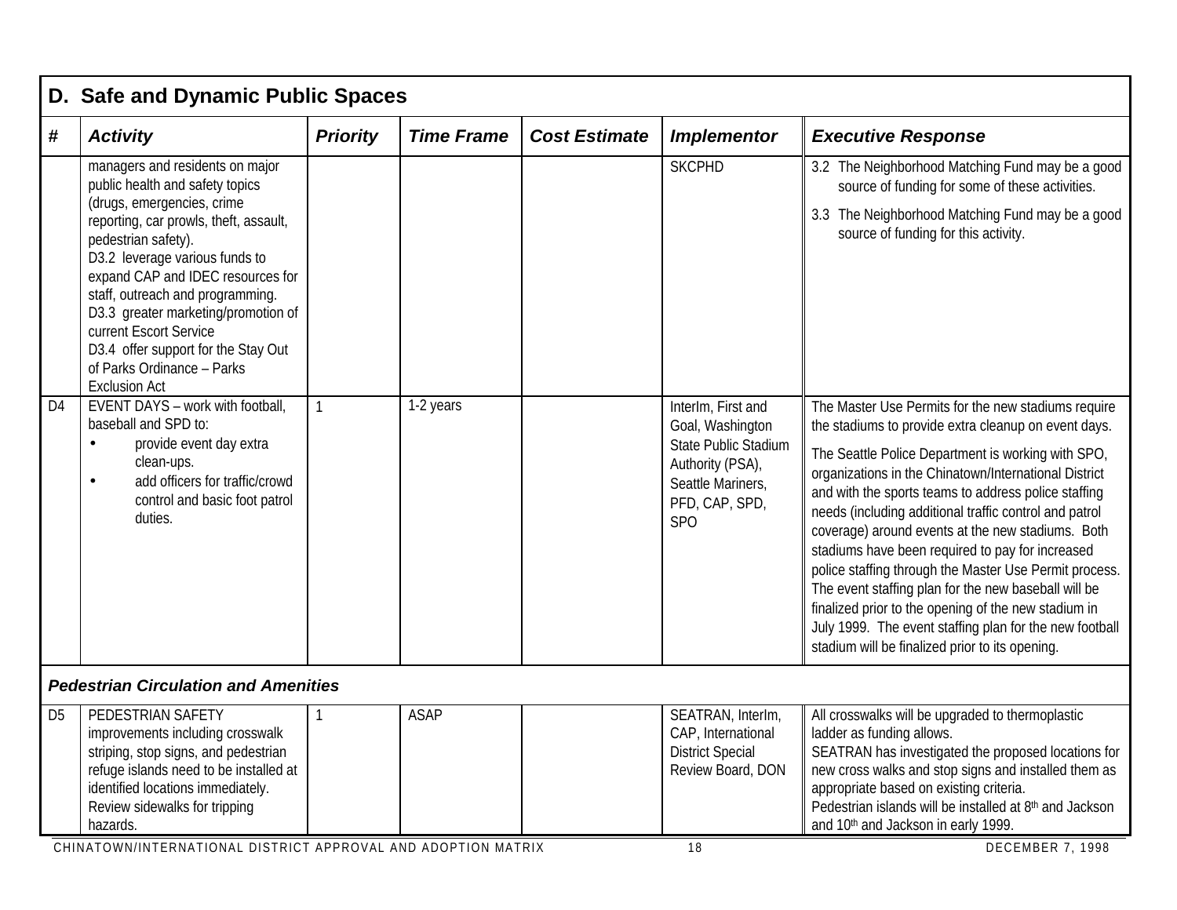## D. Safe and Dynamic Public Spaces

| # | Activity | Priority | Time Frame | Cost Estimate | Implementor | Executive Response |
|---|---|---|---|---|---|---|
| | managers and residents on major public health and safety topics (drugs, emergencies, crime reporting, car prowls, theft, assault, pedestrian safety).<br>D3.2 leverage various funds to expand CAP and IDEC resources for staff, outreach and programming.<br>D3.3 greater marketing/promotion of current Escort Service<br>D3.4 offer support for the Stay Out of Parks Ordinance – Parks Exclusion Act | | | | SKCPHD | 3.2 The Neighborhood Matching Fund may be a good source of funding for some of these activities.<br>3.3 The Neighborhood Matching Fund may be a good source of funding for this activity. |
| D4 | EVENT DAYS – work with football, baseball and SPD to:<br>• provide event day extra clean-ups.<br>• add officers for traffic/crowd control and basic foot patrol duties. | 1 | 1-2 years | | InterIm, First and Goal, Washington State Public Stadium Authority (PSA), Seattle Mariners, PFD, CAP, SPD, SPO | The Master Use Permits for the new stadiums require the stadiums to provide extra cleanup on event days.<br>The Seattle Police Department is working with SPO, organizations in the Chinatown/International District and with the sports teams to address police staffing needs (including additional traffic control and patrol coverage) around events at the new stadiums. Both stadiums have been required to pay for increased police staffing through the Master Use Permit process. The event staffing plan for the new baseball will be finalized prior to the opening of the new stadium in July 1999. The event staffing plan for the new football stadium will be finalized prior to its opening. |
| ***Pedestrian Circulation and Amenities*** | | | | | | |
| D5 | PEDESTRIAN SAFETY improvements including crosswalk striping, stop signs, and pedestrian refuge islands need to be installed at identified locations immediately. Review sidewalks for tripping hazards. | 1 | ASAP | | SEATRAN, InterIm, CAP, International District Special Review Board, DON | All crosswalks will be upgraded to thermoplastic ladder as funding allows.<br>SEATRAN has investigated the proposed locations for new cross walks and stop signs and installed them as appropriate based on existing criteria.<br>Pedestrian islands will be installed at 8th and Jackson and 10th and Jackson in early 1999. |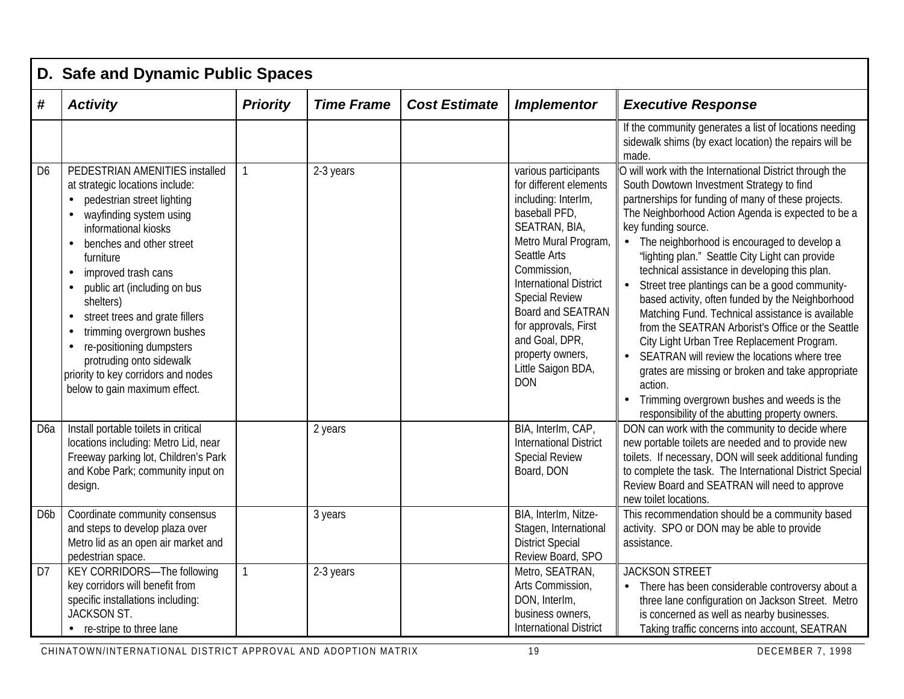## D. Safe and Dynamic Public Spaces

| # | Activity | Priority | Time Frame | Cost Estimate | Implementor | Executive Response |
|---|---|---|---|---|---|---|
| | | | | | | If the community generates a list of locations needing sidewalk shims (by exact location) the repairs will be made. |
| D6 | PEDESTRIAN AMENITIES installed at strategic locations include: <br>• pedestrian street lighting <br>• wayfinding system using informational kiosks <br>• benches and other street furniture <br>• improved trash cans <br>• public art (including on bus shelters) <br>• street trees and grate fillers <br>• trimming overgrown bushes <br>• re-positioning dumpsters protruding onto sidewalk <br>priority to key corridors and nodes below to gain maximum effect. | 1 | 2-3 years | | various participants for different elements including: InterIm, baseball PFD, SEATRAN, BIA, Metro Mural Program, Seattle Arts Commission, International District Special Review Board and SEATRAN for approvals, First and Goal, DPR, property owners, Little Saigon BDA, DON | O will work with the International District through the South Dowtown Investment Strategy to find partnerships for funding of many of these projects. The Neighborhood Action Agenda is expected to be a key funding source. <br>• The neighborhood is encouraged to develop a "lighting plan." Seattle City Light can provide technical assistance in developing this plan. <br>• Street tree plantings can be a good community-based activity, often funded by the Neighborhood Matching Fund. Technical assistance is available from the SEATRAN Arborist's Office or the Seattle City Light Urban Tree Replacement Program. <br>• SEATRAN will review the locations where tree grates are missing or broken and take appropriate action. <br>• Trimming overgrown bushes and weeds is the responsibility of the abutting property owners. |
| D6a | Install portable toilets in critical locations including: Metro Lid, near Freeway parking lot, Children's Park and Kobe Park; community input on design. | | 2 years | | BIA, InterIm, CAP, International District Special Review Board, DON | DON can work with the community to decide where new portable toilets are needed and to provide new toilets. If necessary, DON will seek additional funding to complete the task. The International District Special Review Board and SEATRAN will need to approve new toilet locations. |
| D6b | Coordinate community consensus and steps to develop plaza over Metro lid as an open air market and pedestrian space. | | 3 years | | BIA, InterIm, Nitze-Stagen, International District Special Review Board, SPO | This recommendation should be a community based activity. SPO or DON may be able to provide assistance. |
| D7 | KEY CORRIDORS—The following key corridors will benefit from specific installations including: <br>JACKSON ST. <br>• re-stripe to three lane | 1 | 2-3 years | | Metro, SEATRAN, Arts Commission, DON, InterIm, business owners, International District | JACKSON STREET <br>• There has been considerable controversy about a three lane configuration on Jackson Street. Metro is concerned as well as nearby businesses. Taking traffic concerns into account, SEATRAN |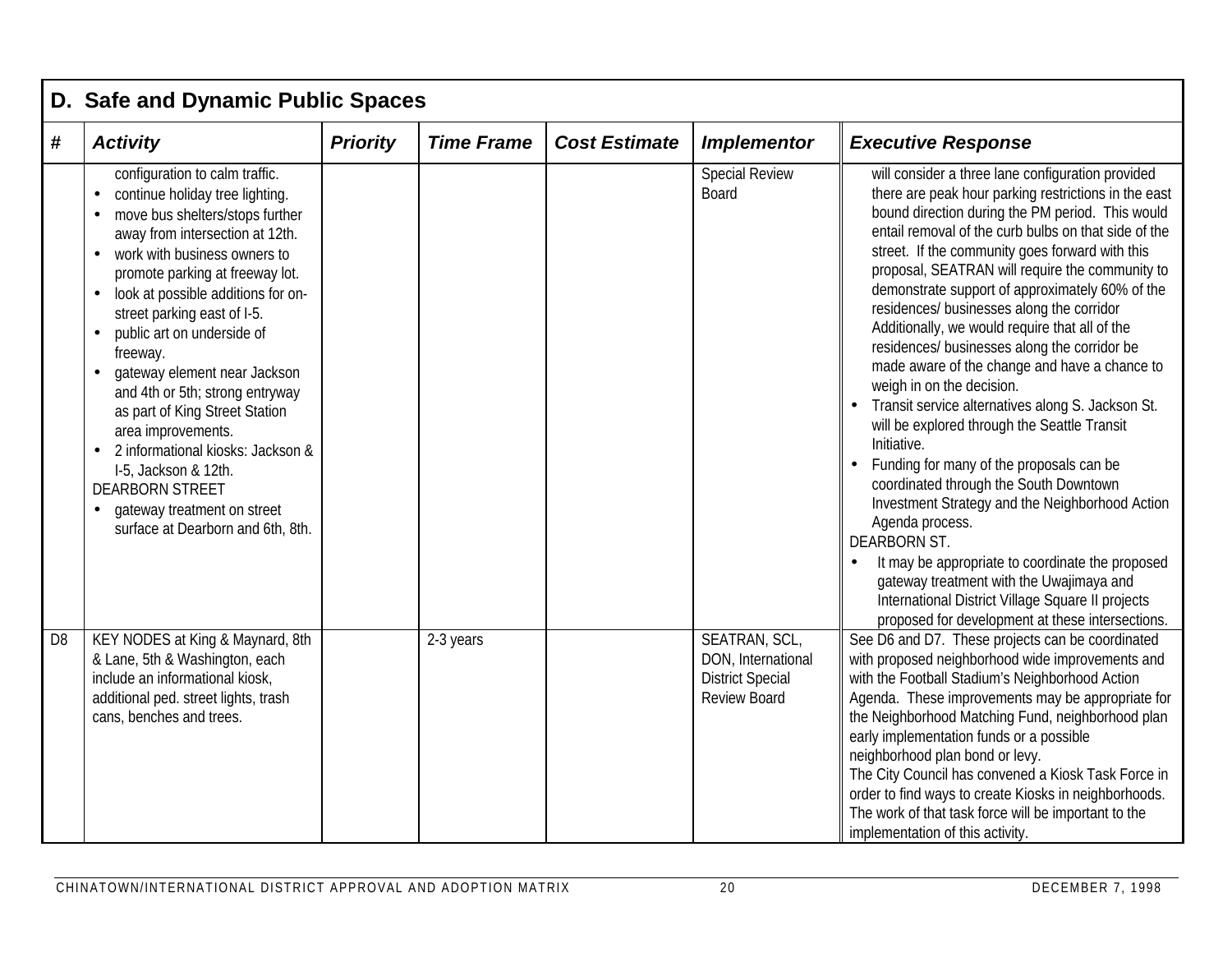## D. Safe and Dynamic Public Spaces

| # | Activity | Priority | Time Frame | Cost Estimate | Implementor | Executive Response |
|---|---|---|---|---|---|---|
| | configuration to calm traffic.<br>• continue holiday tree lighting.<br>• move bus shelters/stops further away from intersection at 12th.<br>• work with business owners to promote parking at freeway lot.<br>• look at possible additions for on-street parking east of I-5.<br>• public art on underside of freeway.<br>• gateway element near Jackson and 4th or 5th; strong entryway as part of King Street Station area improvements.<br>• 2 informational kiosks: Jackson & I-5, Jackson & 12th.<br>DEARBORN STREET<br>• gateway treatment on street surface at Dearborn and 6th, 8th. | | | | Special Review Board | will consider a three lane configuration provided there are peak hour parking restrictions in the east bound direction during the PM period. This would entail removal of the curb bulbs on that side of the street. If the community goes forward with this proposal, SEATRAN will require the community to demonstrate support of approximately 60% of the residences/ businesses along the corridor Additionally, we would require that all of the residences/ businesses along the corridor be made aware of the change and have a chance to weigh in on the decision.<br>• Transit service alternatives along S. Jackson St. will be explored through the Seattle Transit Initiative.<br>• Funding for many of the proposals can be coordinated through the South Downtown Investment Strategy and the Neighborhood Action Agenda process.<br>DEARBORN ST.<br>• It may be appropriate to coordinate the proposed gateway treatment with the Uwajimaya and International District Village Square II projects proposed for development at these intersections. |
| D8 | KEY NODES at King & Maynard, 8th & Lane, 5th & Washington, each include an informational kiosk, additional ped. street lights, trash cans, benches and trees. | | 2-3 years | | SEATRAN, SCL, DON, International District Special Review Board | See D6 and D7. These projects can be coordinated with proposed neighborhood wide improvements and with the Football Stadium's Neighborhood Action Agenda. These improvements may be appropriate for the Neighborhood Matching Fund, neighborhood plan early implementation funds or a possible neighborhood plan bond or levy.<br>The City Council has convened a Kiosk Task Force in order to find ways to create Kiosks in neighborhoods. The work of that task force will be important to the implementation of this activity. |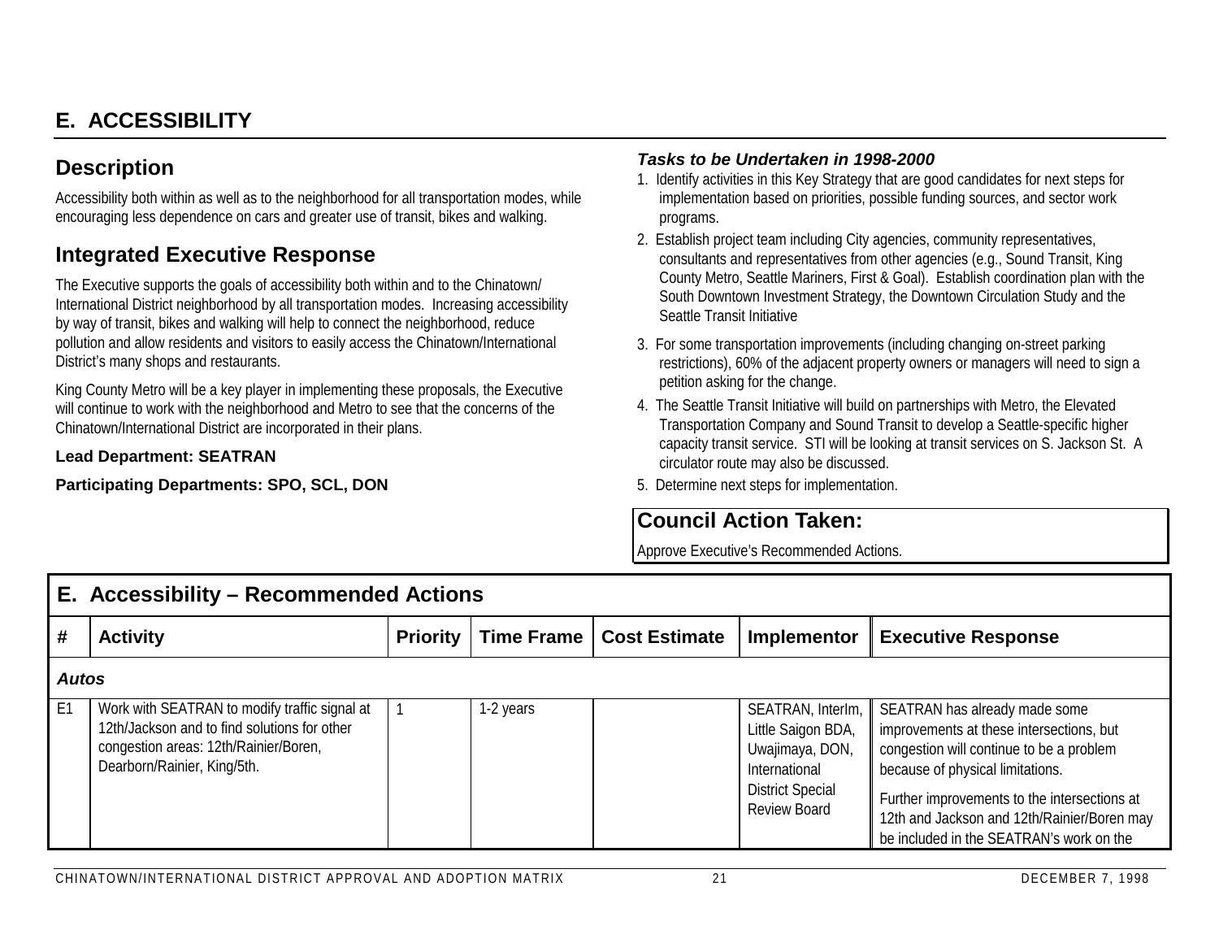# E. ACCESSIBILITY

## Description

Accessibility both within as well as to the neighborhood for all transportation modes, while encouraging less dependence on cars and greater use of transit, bikes and walking.

## Integrated Executive Response

The Executive supports the goals of accessibility both within and to the Chinatown/ International District neighborhood by all transportation modes. Increasing accessibility by way of transit, bikes and walking will help to connect the neighborhood, reduce pollution and allow residents and visitors to easily access the Chinatown/International District's many shops and restaurants.

King County Metro will be a key player in implementing these proposals, the Executive will continue to work with the neighborhood and Metro to see that the concerns of the Chinatown/International District are incorporated in their plans.

**Lead Department: SEATRAN**

**Participating Departments: SPO, SCL, DON**

### *Tasks to be Undertaken in 1998-2000*

1. Identify activities in this Key Strategy that are good candidates for next steps for implementation based on priorities, possible funding sources, and sector work programs.
2. Establish project team including City agencies, community representatives, consultants and representatives from other agencies (e.g., Sound Transit, King County Metro, Seattle Mariners, First & Goal). Establish coordination plan with the South Downtown Investment Strategy, the Downtown Circulation Study and the Seattle Transit Initiative
3. For some transportation improvements (including changing on-street parking restrictions), 60% of the adjacent property owners or managers will need to sign a petition asking for the change.
4. The Seattle Transit Initiative will build on partnerships with Metro, the Elevated Transportation Company and Sound Transit to develop a Seattle-specific higher capacity transit service. STI will be looking at transit services on S. Jackson St. A circulator route may also be discussed.
5. Determine next steps for implementation.

## Council Action Taken:

Approve Executive's Recommended Actions.

## E. Accessibility – Recommended Actions

| # | Activity | Priority | Time Frame | Cost Estimate | Implementor | Executive Response |
|---|---|---|---|---|---|---|
| ***Autos*** | | | | | | |
| E1 | Work with SEATRAN to modify traffic signal at 12th/Jackson and to find solutions for other congestion areas: 12th/Rainier/Boren, Dearborn/Rainier, King/5th. | 1 | 1-2 years | | SEATRAN, InterIm, Little Saigon BDA, Uwajimaya, DON, International District Special Review Board | SEATRAN has already made some improvements at these intersections, but congestion will continue to be a problem because of physical limitations.<br><br>Further improvements to the intersections at 12th and Jackson and 12th/Rainier/Boren may be included in the SEATRAN's work on the |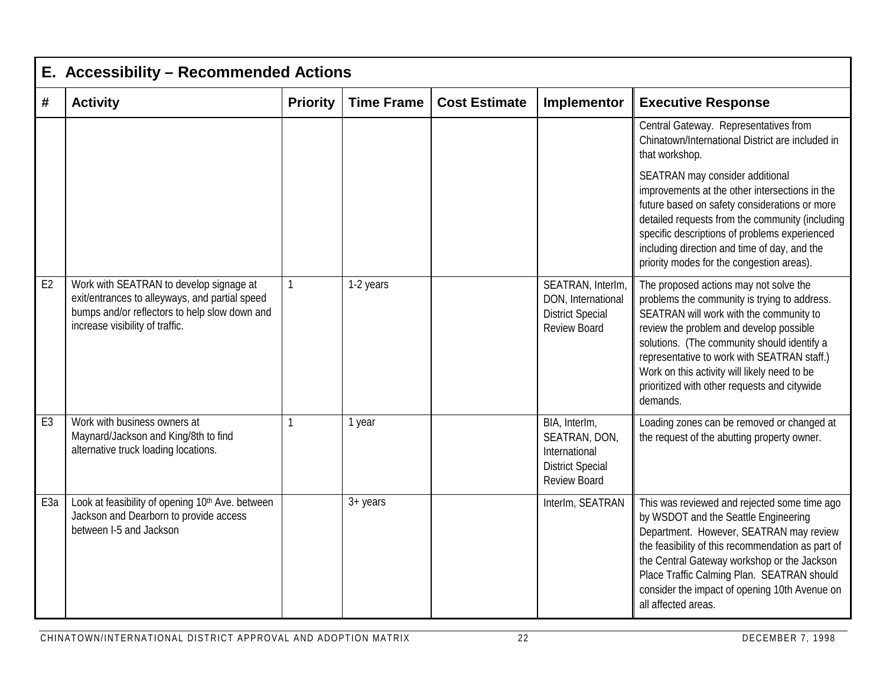## E. Accessibility – Recommended Actions

| # | Activity | Priority | Time Frame | Cost Estimate | Implementor | Executive Response |
|---|---|---|---|---|---|---|
| | | | | | | Central Gateway. Representatives from Chinatown/International District are included in that workshop. SEATRAN may consider additional improvements at the other intersections in the future based on safety considerations or more detailed requests from the community (including specific descriptions of problems experienced including direction and time of day, and the priority modes for the congestion areas). |
| E2 | Work with SEATRAN to develop signage at exit/entrances to alleyways, and partial speed bumps and/or reflectors to help slow down and increase visibility of traffic. | 1 | 1-2 years | | SEATRAN, InterIm, DON, International District Special Review Board | The proposed actions may not solve the problems the community is trying to address. SEATRAN will work with the community to review the problem and develop possible solutions. (The community should identify a representative to work with SEATRAN staff.) Work on this activity will likely need to be prioritized with other requests and citywide demands. |
| E3 | Work with business owners at Maynard/Jackson and King/8th to find alternative truck loading locations. | 1 | 1 year | | BIA, InterIm, SEATRAN, DON, International District Special Review Board | Loading zones can be removed or changed at the request of the abutting property owner. |
| E3a | Look at feasibility of opening 10th Ave. between Jackson and Dearborn to provide access between I-5 and Jackson | | 3+ years | | InterIm, SEATRAN | This was reviewed and rejected some time ago by WSDOT and the Seattle Engineering Department. However, SEATRAN may review the feasibility of this recommendation as part of the Central Gateway workshop or the Jackson Place Traffic Calming Plan. SEATRAN should consider the impact of opening 10th Avenue on all affected areas. |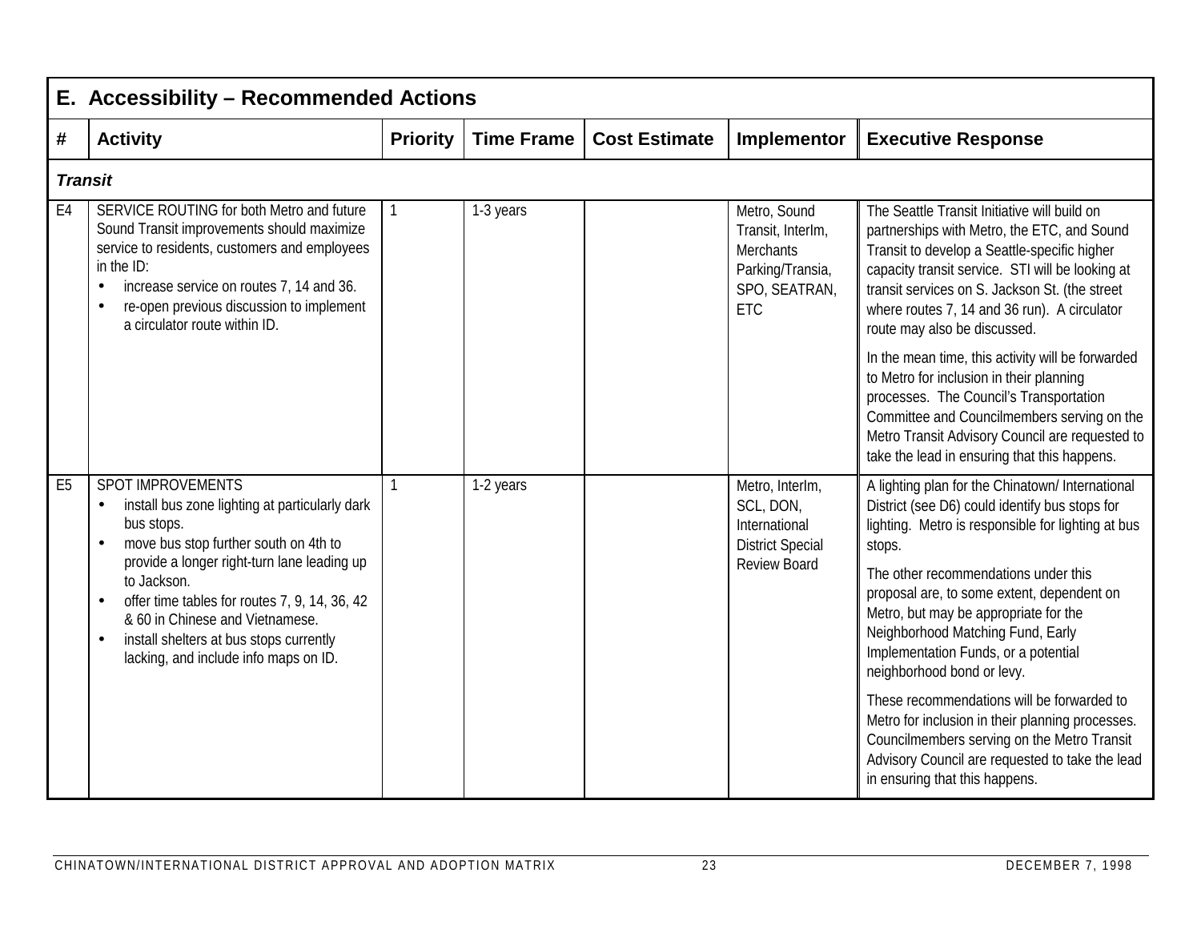## E. Accessibility – Recommended Actions

| # | Activity | Priority | Time Frame | Cost Estimate | Implementor | Executive Response |
|---|---|---|---|---|---|---|
| ***Transit*** | | | | | | |
| E4 | SERVICE ROUTING for both Metro and future Sound Transit improvements should maximize service to residents, customers and employees in the ID:<br>• increase service on routes 7, 14 and 36.<br>• re-open previous discussion to implement a circulator route within ID. | 1 | 1-3 years | | Metro, Sound Transit, InterIm, Merchants Parking/Transia, SPO, SEATRAN, ETC | The Seattle Transit Initiative will build on partnerships with Metro, the ETC, and Sound Transit to develop a Seattle-specific higher capacity transit service. STI will be looking at transit services on S. Jackson St. (the street where routes 7, 14 and 36 run). A circulator route may also be discussed.<br><br>In the mean time, this activity will be forwarded to Metro for inclusion in their planning processes. The Council's Transportation Committee and Councilmembers serving on the Metro Transit Advisory Council are requested to take the lead in ensuring that this happens. |
| E5 | SPOT IMPROVEMENTS<br>• install bus zone lighting at particularly dark bus stops.<br>• move bus stop further south on 4th to provide a longer right-turn lane leading up to Jackson.<br>• offer time tables for routes 7, 9, 14, 36, 42 & 60 in Chinese and Vietnamese.<br>• install shelters at bus stops currently lacking, and include info maps on ID. | 1 | 1-2 years | | Metro, InterIm, SCL, DON, International District Special Review Board | A lighting plan for the Chinatown/ International District (see D6) could identify bus stops for lighting. Metro is responsible for lighting at bus stops.<br><br>The other recommendations under this proposal are, to some extent, dependent on Metro, but may be appropriate for the Neighborhood Matching Fund, Early Implementation Funds, or a potential neighborhood bond or levy.<br><br>These recommendations will be forwarded to Metro for inclusion in their planning processes. Councilmembers serving on the Metro Transit Advisory Council are requested to take the lead in ensuring that this happens. |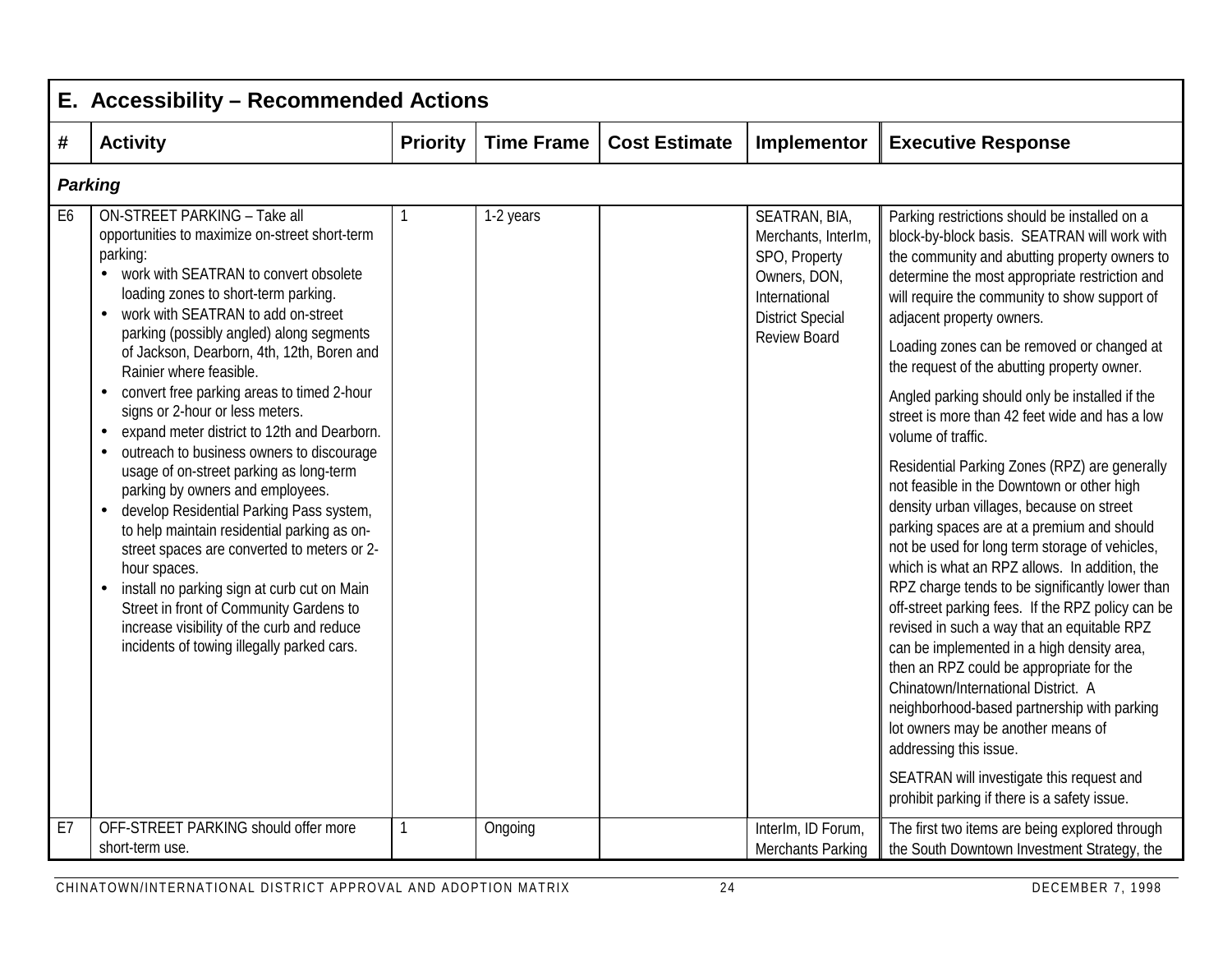## E. Accessibility – Recommended Actions

| # | Activity | Priority | Time Frame | Cost Estimate | Implementor | Executive Response |
|---|---|---|---|---|---|---|
| ***Parking*** | | | | | | |
| E6 | ON-STREET PARKING – Take all opportunities to maximize on-street short-term parking:<br>• work with SEATRAN to convert obsolete loading zones to short-term parking.<br>• work with SEATRAN to add on-street parking (possibly angled) along segments of Jackson, Dearborn, 4th, 12th, Boren and Rainier where feasible.<br>• convert free parking areas to timed 2-hour signs or 2-hour or less meters.<br>• expand meter district to 12th and Dearborn.<br>• outreach to business owners to discourage usage of on-street parking as long-term parking by owners and employees.<br>• develop Residential Parking Pass system, to help maintain residential parking as on-street spaces are converted to meters or 2-hour spaces.<br>• install no parking sign at curb cut on Main Street in front of Community Gardens to increase visibility of the curb and reduce incidents of towing illegally parked cars. | 1 | 1-2 years | | SEATRAN, BIA, Merchants, InterIm, SPO, Property Owners, DON, International District Special Review Board | Parking restrictions should be installed on a block-by-block basis. SEATRAN will work with the community and abutting property owners to determine the most appropriate restriction and will require the community to show support of adjacent property owners.<br><br>Loading zones can be removed or changed at the request of the abutting property owner.<br><br>Angled parking should only be installed if the street is more than 42 feet wide and has a low volume of traffic.<br><br>Residential Parking Zones (RPZ) are generally not feasible in the Downtown or other high density urban villages, because on street parking spaces are at a premium and should not be used for long term storage of vehicles, which is what an RPZ allows. In addition, the RPZ charge tends to be significantly lower than off-street parking fees. If the RPZ policy can be revised in such a way that an equitable RPZ can be implemented in a high density area, then an RPZ could be appropriate for the Chinatown/International District. A neighborhood-based partnership with parking lot owners may be another means of addressing this issue.<br><br>SEATRAN will investigate this request and prohibit parking if there is a safety issue. |
| E7 | OFF-STREET PARKING should offer more short-term use. | 1 | Ongoing | | InterIm, ID Forum, Merchants Parking | The first two items are being explored through the South Downtown Investment Strategy, the |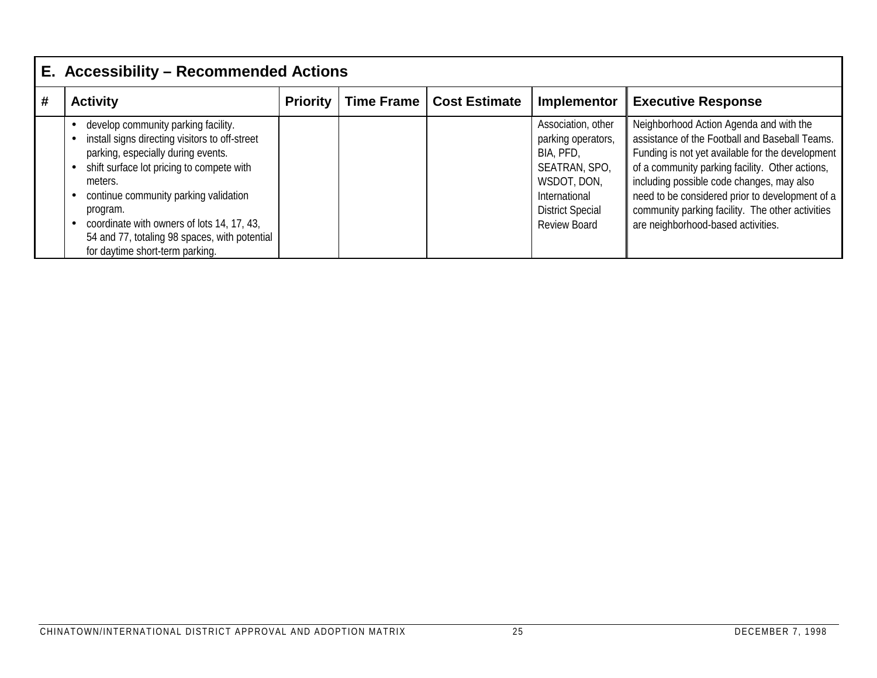| E. Accessibility – Recommended Actions | | | | | | |
|---|---|---|---|---|---|---|
| # | Activity | Priority | Time Frame | Cost Estimate | Implementor | Executive Response |
| | • develop community parking facility.<br>• install signs directing visitors to off-street parking, especially during events.<br>• shift surface lot pricing to compete with meters.<br>• continue community parking validation program.<br>• coordinate with owners of lots 14, 17, 43, 54 and 77, totaling 98 spaces, with potential for daytime short-term parking. | | | | Association, other parking operators, BIA, PFD, SEATRAN, SPO, WSDOT, DON, International District Special Review Board | Neighborhood Action Agenda and with the assistance of the Football and Baseball Teams. Funding is not yet available for the development of a community parking facility. Other actions, including possible code changes, may also need to be considered prior to development of a community parking facility. The other activities are neighborhood-based activities. |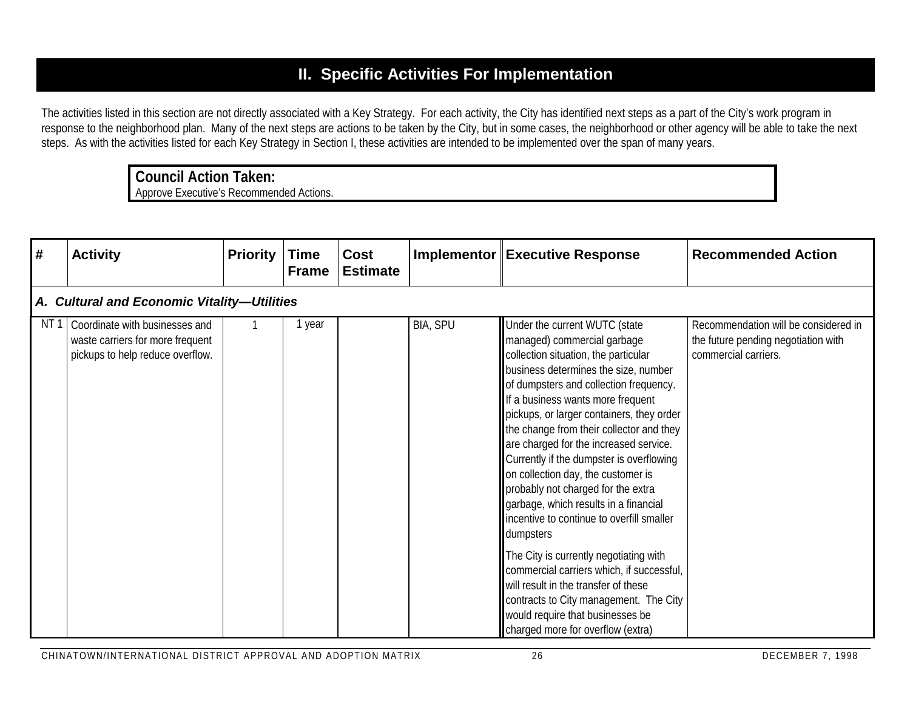## II. Specific Activities For Implementation

The activities listed in this section are not directly associated with a Key Strategy. For each activity, the City has identified next steps as a part of the City's work program in response to the neighborhood plan. Many of the next steps are actions to be taken by the City, but in some cases, the neighborhood or other agency will be able to take the next steps. As with the activities listed for each Key Strategy in Section I, these activities are intended to be implemented over the span of many years.

**Council Action Taken:**
Approve Executive's Recommended Actions.

| # | Activity | Priority | Time Frame | Cost Estimate | Implementor | Executive Response | Recommended Action |
|---|---|---|---|---|---|---|---|
| ***A. Cultural and Economic Vitality—Utilities*** | | | | | | | |
| NT 1 | Coordinate with businesses and waste carriers for more frequent pickups to help reduce overflow. | 1 | 1 year | | BIA, SPU | Under the current WUTC (state managed) commercial garbage collection situation, the particular business determines the size, number of dumpsters and collection frequency. If a business wants more frequent pickups, or larger containers, they order the change from their collector and they are charged for the increased service. Currently if the dumpster is overflowing on collection day, the customer is probably not charged for the extra garbage, which results in a financial incentive to continue to overfill smaller dumpsters<br><br>The City is currently negotiating with commercial carriers which, if successful, will result in the transfer of these contracts to City management. The City would require that businesses be charged more for overflow (extra) | Recommendation will be considered in the future pending negotiation with commercial carriers. |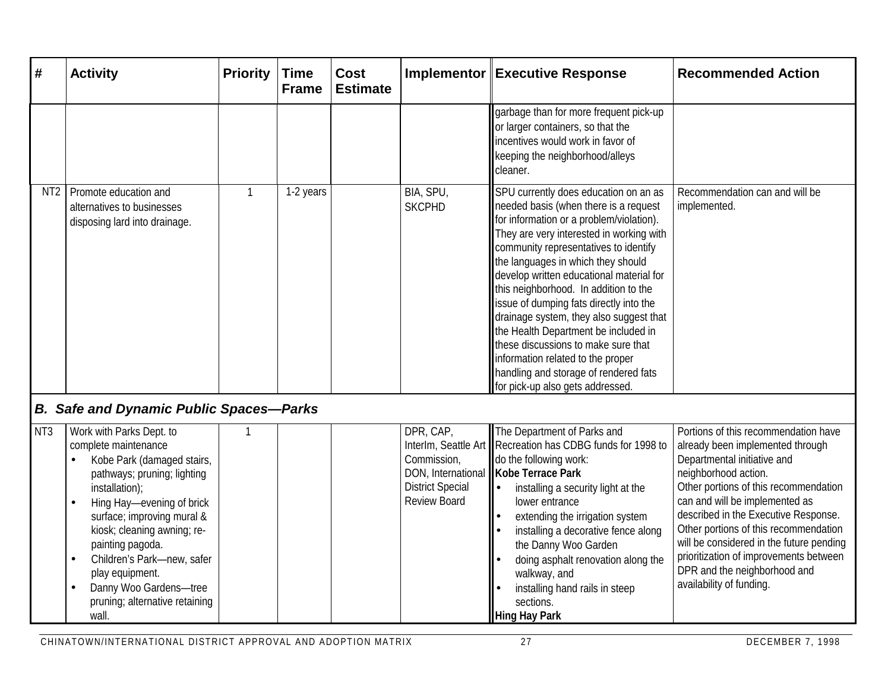| # | Activity | Priority | Time Frame | Cost Estimate | Implementor | Executive Response | Recommended Action |
|---|---|---|---|---|---|---|---|
| | | | | | | garbage than for more frequent pick-up or larger containers, so that the incentives would work in favor of keeping the neighborhood/alleys cleaner. | |
| NT2 | Promote education and alternatives to businesses disposing lard into drainage. | 1 | 1-2 years | | BIA, SPU, SKCPHD | SPU currently does education on an as needed basis (when there is a request for information or a problem/violation). They are very interested in working with community representatives to identify the languages in which they should develop written educational material for this neighborhood. In addition to the issue of dumping fats directly into the drainage system, they also suggest that the Health Department be included in these discussions to make sure that information related to the proper handling and storage of rendered fats for pick-up also gets addressed. | Recommendation can and will be implemented. |
| ***B. Safe and Dynamic Public Spaces—Parks*** | | | | | | | |
| NT3 | Work with Parks Dept. to complete maintenance<br>• Kobe Park (damaged stairs, pathways; pruning; lighting installation);<br>• Hing Hay—evening of brick surface; improving mural & kiosk; cleaning awning; re-painting pagoda.<br>• Children's Park—new, safer play equipment.<br>• Danny Woo Gardens—tree pruning; alternative retaining wall. | 1 | | | DPR, CAP, InterIm, Seattle Art Commission, DON, International District Special Review Board | The Department of Parks and Recreation has CDBG funds for 1998 to do the following work:<br>**Kobe Terrace Park**<br>• installing a security light at the lower entrance<br>• extending the irrigation system<br>• installing a decorative fence along the Danny Woo Garden<br>• doing asphalt renovation along the walkway, and<br>• installing hand rails in steep sections.<br>**Hing Hay Park** | Portions of this recommendation have already been implemented through Departmental initiative and neighborhood action.<br>Other portions of this recommendation can and will be implemented as described in the Executive Response.<br>Other portions of this recommendation will be considered in the future pending prioritization of improvements between DPR and the neighborhood and availability of funding. |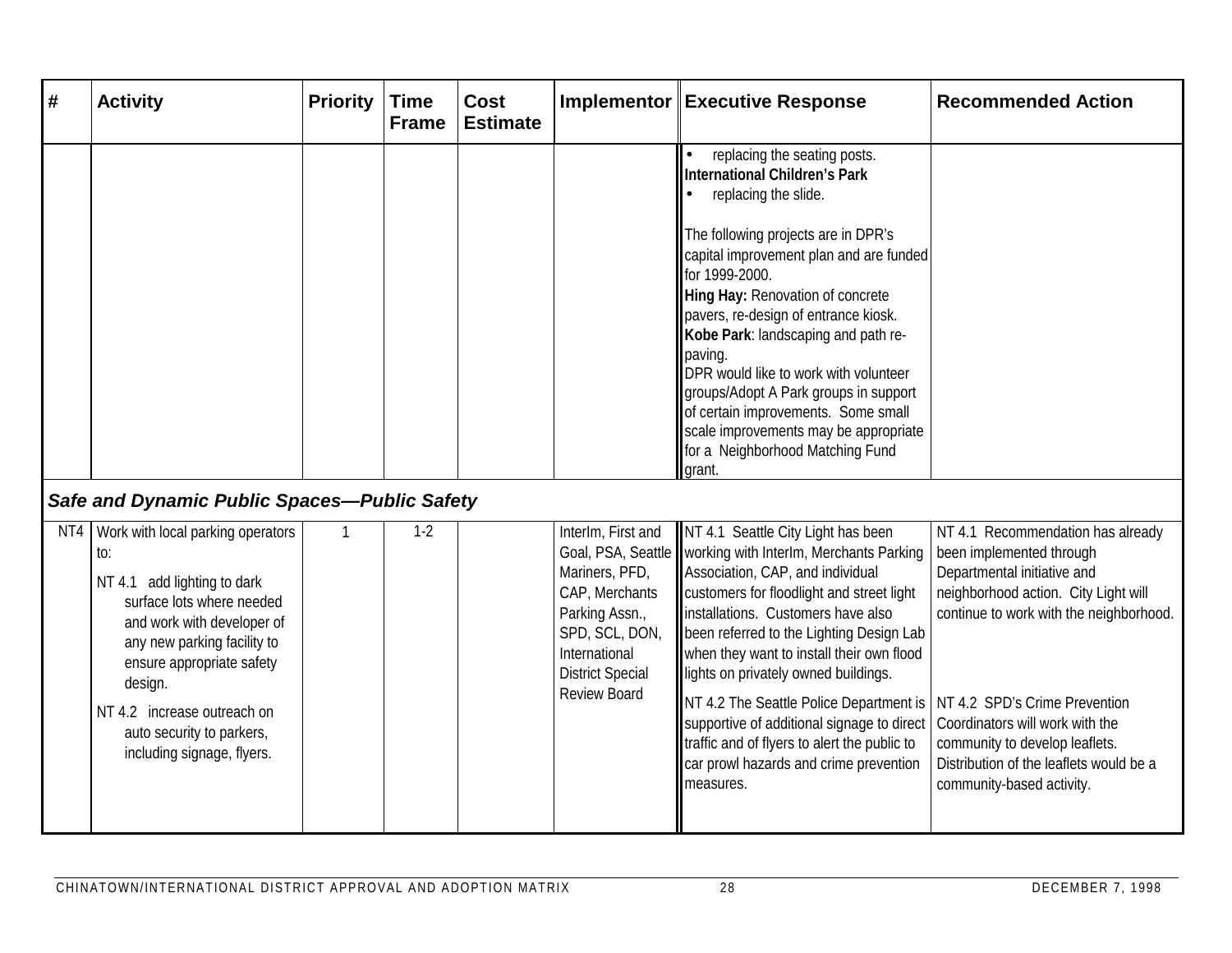| # | Activity | Priority | Time Frame | Cost Estimate | Implementor | Executive Response | Recommended Action |
|---|---|---|---|---|---|---|---|
| | | | | | | • replacing the seating posts.<br>**International Children's Park**<br>• replacing the slide.<br><br>The following projects are in DPR's capital improvement plan and are funded for 1999-2000.<br>**Hing Hay:** Renovation of concrete pavers, re-design of entrance kiosk.<br>**Kobe Park**: landscaping and path re-paving.<br>DPR would like to work with volunteer groups/Adopt A Park groups in support of certain improvements. Some small scale improvements may be appropriate for a Neighborhood Matching Fund grant. | |
| ***Safe and Dynamic Public Spaces—Public Safety*** | | | | | | | |
| NT4 | Work with local parking operators to:<br>NT 4.1 add lighting to dark surface lots where needed and work with developer of any new parking facility to ensure appropriate safety design.<br>NT 4.2 increase outreach on auto security to parkers, including signage, flyers. | 1 | 1-2 | | InterIm, First and Goal, PSA, Seattle Mariners, PFD, CAP, Merchants Parking Assn., SPD, SCL, DON, International District Special Review Board | NT 4.1 Seattle City Light has been working with InterIm, Merchants Parking Association, CAP, and individual customers for floodlight and street light installations. Customers have also been referred to the Lighting Design Lab when they want to install their own flood lights on privately owned buildings.<br>NT 4.2 The Seattle Police Department is supportive of additional signage to direct traffic and of flyers to alert the public to car prowl hazards and crime prevention measures. | NT 4.1 Recommendation has already been implemented through Departmental initiative and neighborhood action. City Light will continue to work with the neighborhood.<br>NT 4.2 SPD's Crime Prevention Coordinators will work with the community to develop leaflets. Distribution of the leaflets would be a community-based activity. |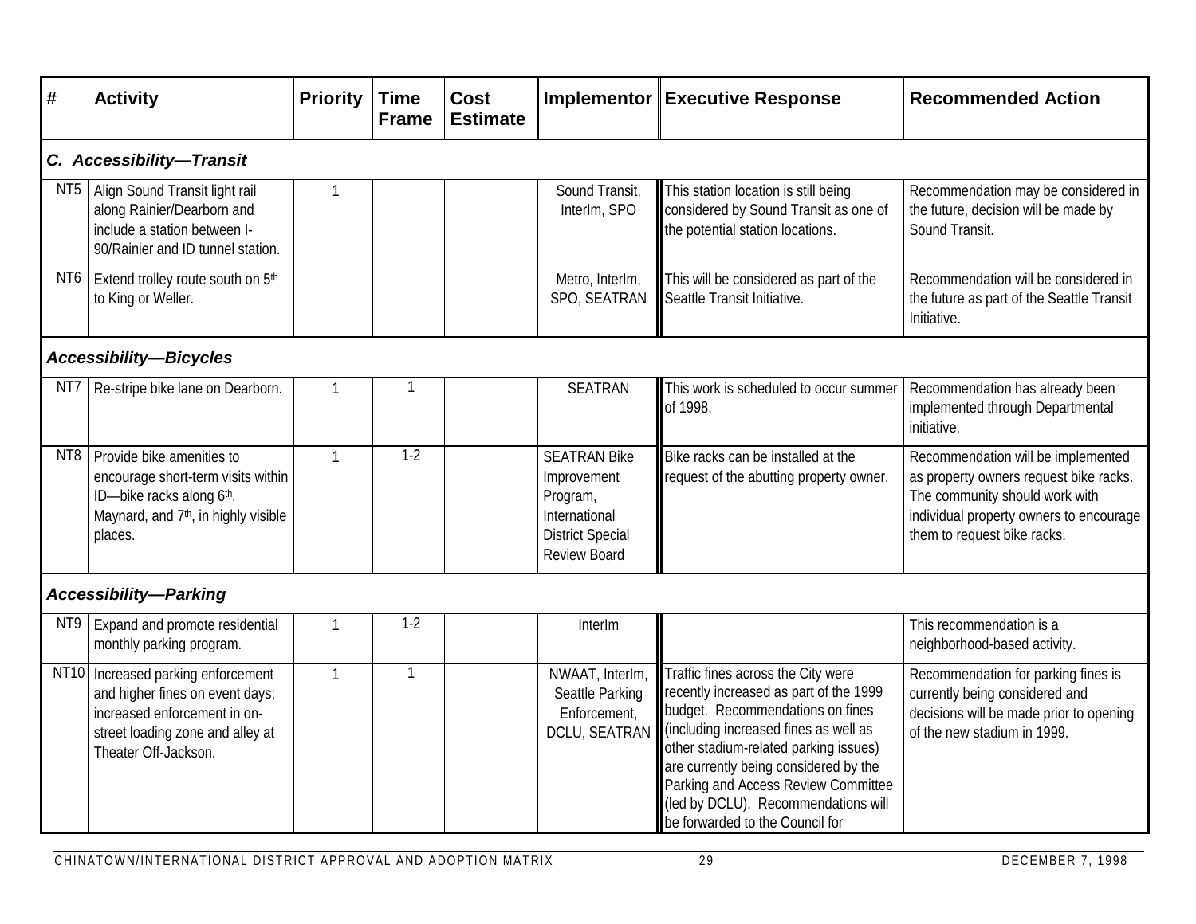| # | Activity | Priority | Time Frame | Cost Estimate | Implementor | Executive Response | Recommended Action |
|---|---|---|---|---|---|---|---|
| ***C. Accessibility—Transit*** | | | | | | | |
| NT5 | Align Sound Transit light rail along Rainier/Dearborn and include a station between I-90/Rainier and ID tunnel station. | 1 | | | Sound Transit, InterIm, SPO | This station location is still being considered by Sound Transit as one of the potential station locations. | Recommendation may be considered in the future, decision will be made by Sound Transit. |
| NT6 | Extend trolley route south on 5th to King or Weller. | | | | Metro, InterIm, SPO, SEATRAN | This will be considered as part of the Seattle Transit Initiative. | Recommendation will be considered in the future as part of the Seattle Transit Initiative. |
| ***Accessibility—Bicycles*** | | | | | | | |
| NT7 | Re-stripe bike lane on Dearborn. | 1 | 1 | | SEATRAN | This work is scheduled to occur summer of 1998. | Recommendation has already been implemented through Departmental initiative. |
| NT8 | Provide bike amenities to encourage short-term visits within ID—bike racks along 6th, Maynard, and 7th, in highly visible places. | 1 | 1-2 | | SEATRAN Bike Improvement Program, International District Special Review Board | Bike racks can be installed at the request of the abutting property owner. | Recommendation will be implemented as property owners request bike racks. The community should work with individual property owners to encourage them to request bike racks. |
| ***Accessibility—Parking*** | | | | | | | |
| NT9 | Expand and promote residential monthly parking program. | 1 | 1-2 | | InterIm | | This recommendation is a neighborhood-based activity. |
| NT10 | Increased parking enforcement and higher fines on event days; increased enforcement in on-street loading zone and alley at Theater Off-Jackson. | 1 | 1 | | NWAAT, InterIm, Seattle Parking Enforcement, DCLU, SEATRAN | Traffic fines across the City were recently increased as part of the 1999 budget. Recommendations on fines (including increased fines as well as other stadium-related parking issues) are currently being considered by the Parking and Access Review Committee (led by DCLU). Recommendations will be forwarded to the Council for | Recommendation for parking fines is currently being considered and decisions will be made prior to opening of the new stadium in 1999. |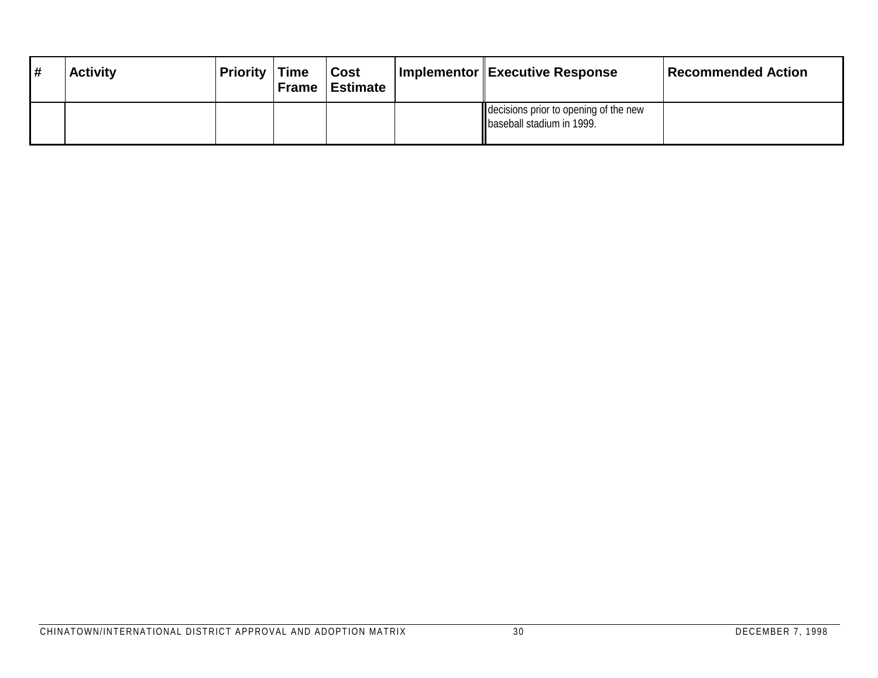| # | Activity | Priority | Time Frame | Cost Estimate | Implementor | Executive Response | Recommended Action |
|---|---|---|---|---|---|---|---|
| | | | | | | decisions prior to opening of the new baseball stadium in 1999. | |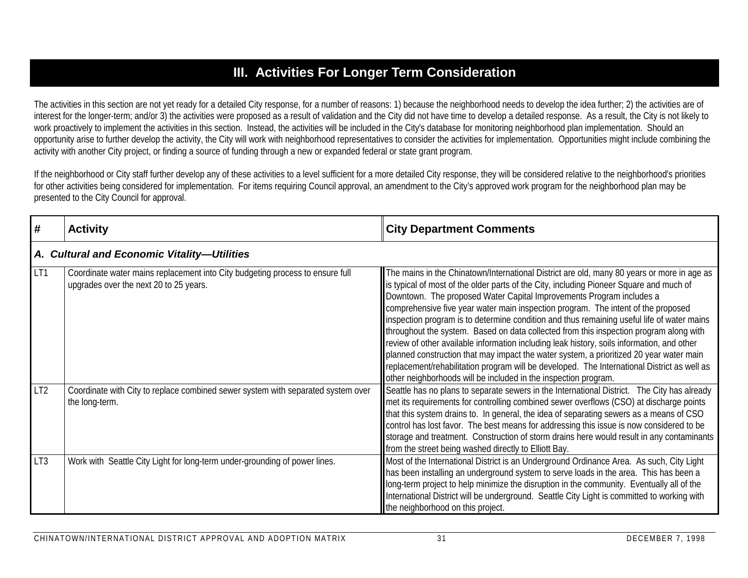## III. Activities For Longer Term Consideration

The activities in this section are not yet ready for a detailed City response, for a number of reasons: 1) because the neighborhood needs to develop the idea further; 2) the activities are of interest for the longer-term; and/or 3) the activities were proposed as a result of validation and the City did not have time to develop a detailed response. As a result, the City is not likely to work proactively to implement the activities in this section. Instead, the activities will be included in the City's database for monitoring neighborhood plan implementation. Should an opportunity arise to further develop the activity, the City will work with neighborhood representatives to consider the activities for implementation. Opportunities might include combining the activity with another City project, or finding a source of funding through a new or expanded federal or state grant program.

If the neighborhood or City staff further develop any of these activities to a level sufficient for a more detailed City response, they will be considered relative to the neighborhood's priorities for other activities being considered for implementation. For items requiring Council approval, an amendment to the City's approved work program for the neighborhood plan may be presented to the City Council for approval.

| # | Activity | City Department Comments |
|---|---|---|
| ***A. Cultural and Economic Vitality—Utilities*** | | |
| LT1 | Coordinate water mains replacement into City budgeting process to ensure full upgrades over the next 20 to 25 years. | The mains in the Chinatown/International District are old, many 80 years or more in age as is typical of most of the older parts of the City, including Pioneer Square and much of Downtown. The proposed Water Capital Improvements Program includes a comprehensive five year water main inspection program. The intent of the proposed inspection program is to determine condition and thus remaining useful life of water mains throughout the system. Based on data collected from this inspection program along with review of other available information including leak history, soils information, and other planned construction that may impact the water system, a prioritized 20 year water main replacement/rehabilitation program will be developed. The International District as well as other neighborhoods will be included in the inspection program. |
| LT2 | Coordinate with City to replace combined sewer system with separated system over the long-term. | Seattle has no plans to separate sewers in the International District. The City has already met its requirements for controlling combined sewer overflows (CSO) at discharge points that this system drains to. In general, the idea of separating sewers as a means of CSO control has lost favor. The best means for addressing this issue is now considered to be storage and treatment. Construction of storm drains here would result in any contaminants from the street being washed directly to Elliott Bay. |
| LT3 | Work with Seattle City Light for long-term under-grounding of power lines. | Most of the International District is an Underground Ordinance Area. As such, City Light has been installing an underground system to serve loads in the area. This has been a long-term project to help minimize the disruption in the community. Eventually all of the International District will be underground. Seattle City Light is committed to working with the neighborhood on this project. |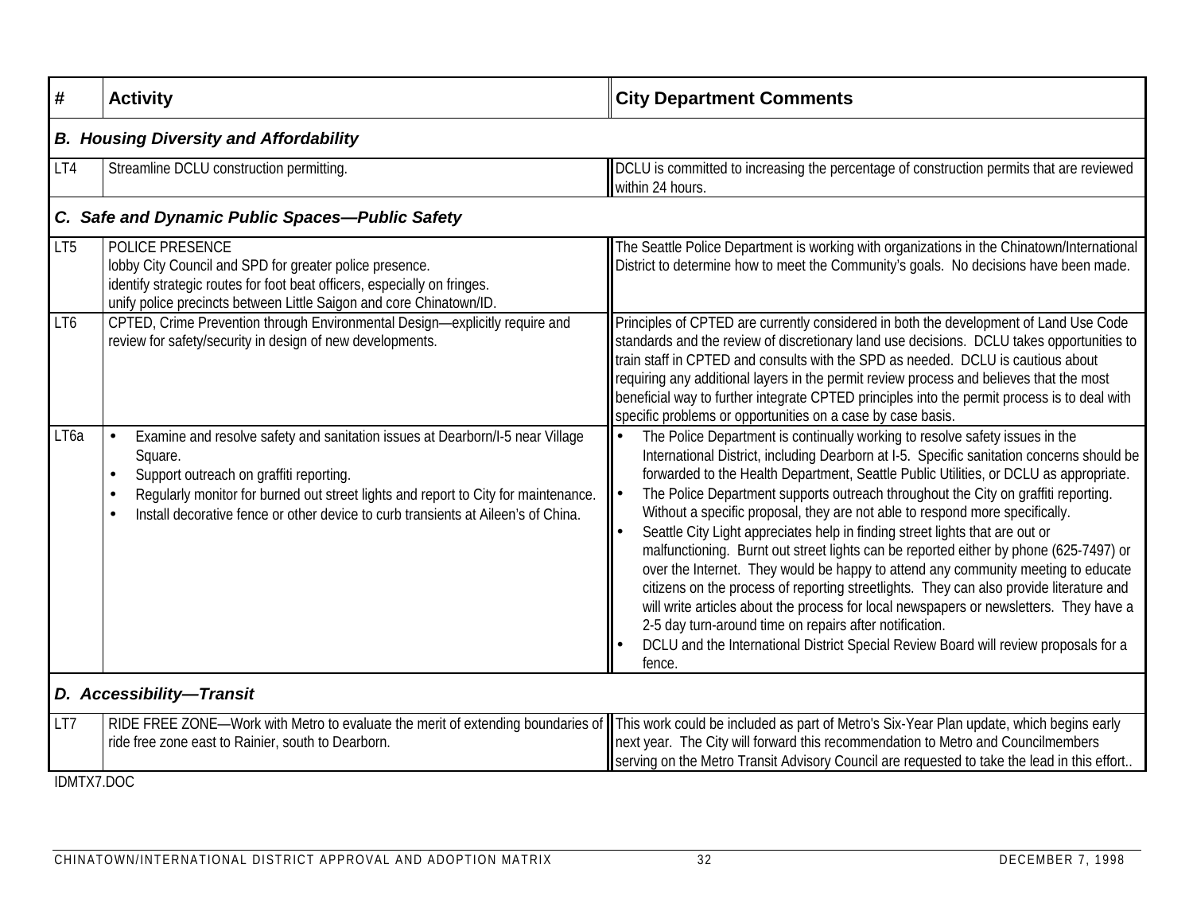| # | Activity | City Department Comments |
|---|---|---|
| ***B. Housing Diversity and Affordability*** | | |
| LT4 | Streamline DCLU construction permitting. | DCLU is committed to increasing the percentage of construction permits that are reviewed within 24 hours. |
| ***C. Safe and Dynamic Public Spaces—Public Safety*** | | |
| LT5 | POLICE PRESENCE<br>lobby City Council and SPD for greater police presence.<br>identify strategic routes for foot beat officers, especially on fringes.<br>unify police precincts between Little Saigon and core Chinatown/ID. | The Seattle Police Department is working with organizations in the Chinatown/International District to determine how to meet the Community's goals. No decisions have been made. |
| LT6 | CPTED, Crime Prevention through Environmental Design—explicitly require and review for safety/security in design of new developments. | Principles of CPTED are currently considered in both the development of Land Use Code standards and the review of discretionary land use decisions. DCLU takes opportunities to train staff in CPTED and consults with the SPD as needed. DCLU is cautious about requiring any additional layers in the permit review process and believes that the most beneficial way to further integrate CPTED principles into the permit process is to deal with specific problems or opportunities on a case by case basis. |
| LT6a | • Examine and resolve safety and sanitation issues at Dearborn/I-5 near Village Square.<br>• Support outreach on graffiti reporting.<br>• Regularly monitor for burned out street lights and report to City for maintenance.<br>• Install decorative fence or other device to curb transients at Aileen's of China. | • The Police Department is continually working to resolve safety issues in the International District, including Dearborn at I-5. Specific sanitation concerns should be forwarded to the Health Department, Seattle Public Utilities, or DCLU as appropriate.<br>• The Police Department supports outreach throughout the City on graffiti reporting. Without a specific proposal, they are not able to respond more specifically.<br>• Seattle City Light appreciates help in finding street lights that are out or malfunctioning. Burnt out street lights can be reported either by phone (625-7497) or over the Internet. They would be happy to attend any community meeting to educate citizens on the process of reporting streetlights. They can also provide literature and will write articles about the process for local newspapers or newsletters. They have a 2-5 day turn-around time on repairs after notification.<br>• DCLU and the International District Special Review Board will review proposals for a fence. |
| ***D. Accessibility—Transit*** | | |
| LT7 | RIDE FREE ZONE—Work with Metro to evaluate the merit of extending boundaries of ride free zone east to Rainier, south to Dearborn. | This work could be included as part of Metro's Six-Year Plan update, which begins early next year. The City will forward this recommendation to Metro and Councilmembers serving on the Metro Transit Advisory Council are requested to take the lead in this effort.. |

IDMTX7.DOC